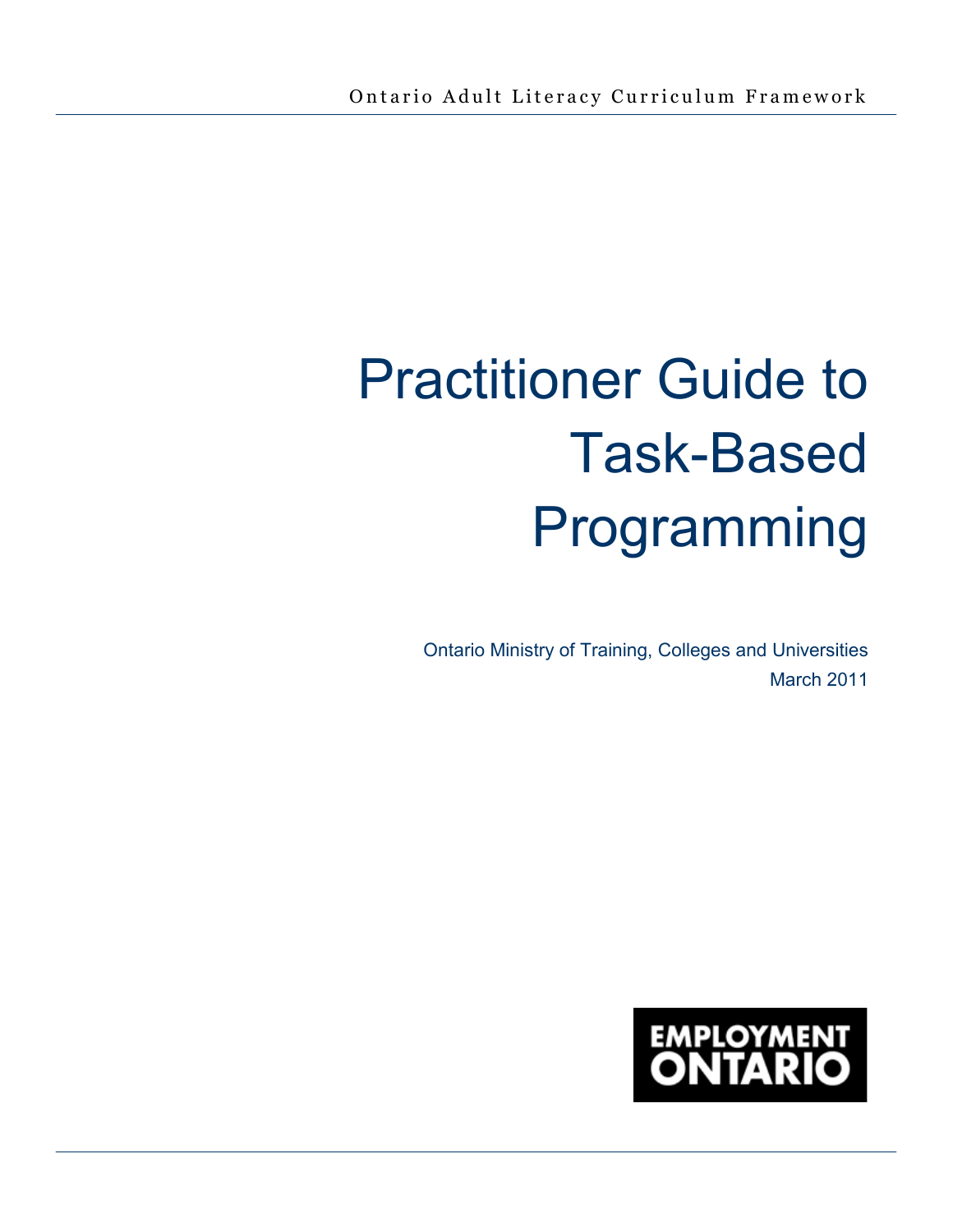Ontario Adult Literacy Curriculum Framework

# Practitioner Guide to Task-Based Programming

Ontario Ministry of Training, Colleges and Universities

March 2011

EMPLOYMENT ONTARIO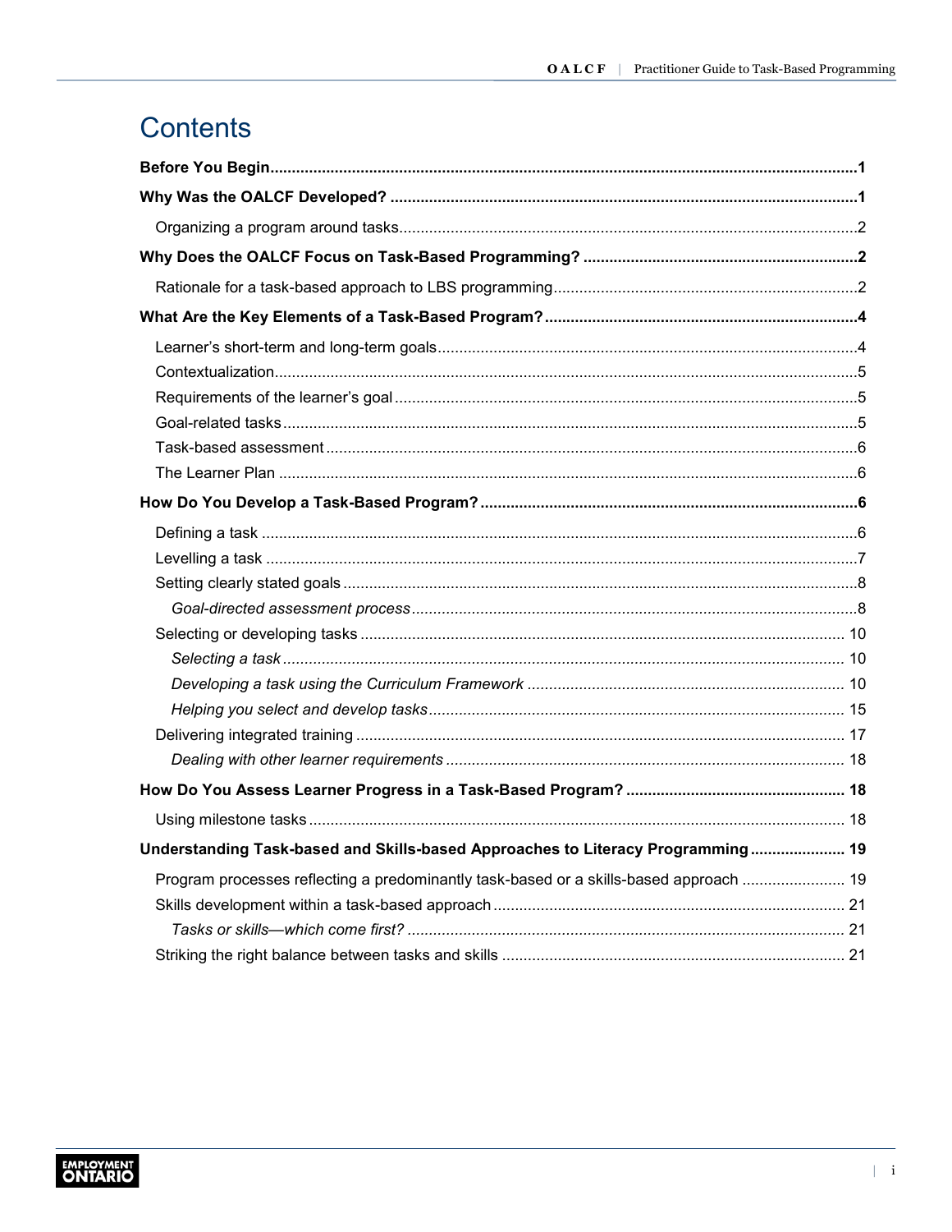# Contents

**Before You Begin** 1

**Why Was the OALCF Developed?** 1

- Organizing a program around tasks 2

**Why Does the OALCF Focus on Task-Based Programming?** 2

- Rationale for a task-based approach to LBS programming 2

**What Are the Key Elements of a Task-Based Program?** 4

- Learner's short-term and long-term goals 4
- Contextualization 5
- Requirements of the learner's goal 5
- Goal-related tasks 5
- Task-based assessment 6
- The Learner Plan 6

**How Do You Develop a Task-Based Program?** 6

- Defining a task 6
- Levelling a task 7
- Setting clearly stated goals 8
  - *Goal-directed assessment process* 8
- Selecting or developing tasks 10
  - *Selecting a task* 10
  - *Developing a task using the Curriculum Framework* 10
  - *Helping you select and develop tasks* 15
- Delivering integrated training 17
  - *Dealing with other learner requirements* 18

**How Do You Assess Learner Progress in a Task-Based Program?** 18

- Using milestone tasks 18

**Understanding Task-based and Skills-based Approaches to Literacy Programming** 19

- Program processes reflecting a predominantly task-based or a skills-based approach 19
- Skills development within a task-based approach 21
  - *Tasks or skills—which come first?* 21
- Striking the right balance between tasks and skills 21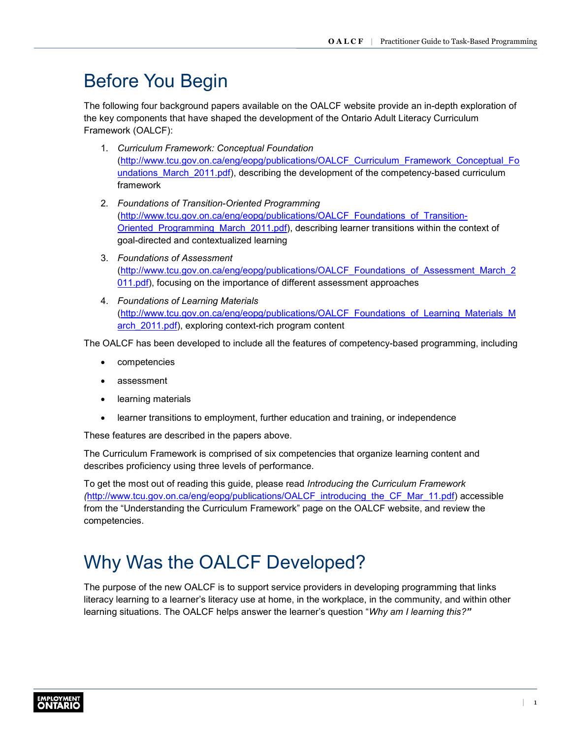# Before You Begin

The following four background papers available on the OALCF website provide an in-depth exploration of the key components that have shaped the development of the Ontario Adult Literacy Curriculum Framework (OALCF):

1. *Curriculum Framework: Conceptual Foundation* (http://www.tcu.gov.on.ca/eng/eopg/publications/OALCF_Curriculum_Framework_Conceptual_Foundations_March_2011.pdf), describing the development of the competency-based curriculum framework
2. *Foundations of Transition-Oriented Programming* (http://www.tcu.gov.on.ca/eng/eopg/publications/OALCF_Foundations_of_Transition-Oriented_Programming_March_2011.pdf), describing learner transitions within the context of goal-directed and contextualized learning
3. *Foundations of Assessment* (http://www.tcu.gov.on.ca/eng/eopg/publications/OALCF_Foundations_of_Assessment_March_2011.pdf), focusing on the importance of different assessment approaches
4. *Foundations of Learning Materials* (http://www.tcu.gov.on.ca/eng/eopg/publications/OALCF_Foundations_of_Learning_Materials_March_2011.pdf), exploring context-rich program content

The OALCF has been developed to include all the features of competency-based programming, including

- competencies
- assessment
- learning materials
- learner transitions to employment, further education and training, or independence

These features are described in the papers above.

The Curriculum Framework is comprised of six competencies that organize learning content and describes proficiency using three levels of performance.

To get the most out of reading this guide, please read *Introducing the Curriculum Framework (*http://www.tcu.gov.on.ca/eng/eopg/publications/OALCF_introducing_the_CF_Mar_11.pdf) accessible from the "Understanding the Curriculum Framework" page on the OALCF website, and review the competencies.

# Why Was the OALCF Developed?

The purpose of the new OALCF is to support service providers in developing programming that links literacy learning to a learner's literacy use at home, in the workplace, in the community, and within other learning situations. The OALCF helps answer the learner's question "*Why am I learning this?"*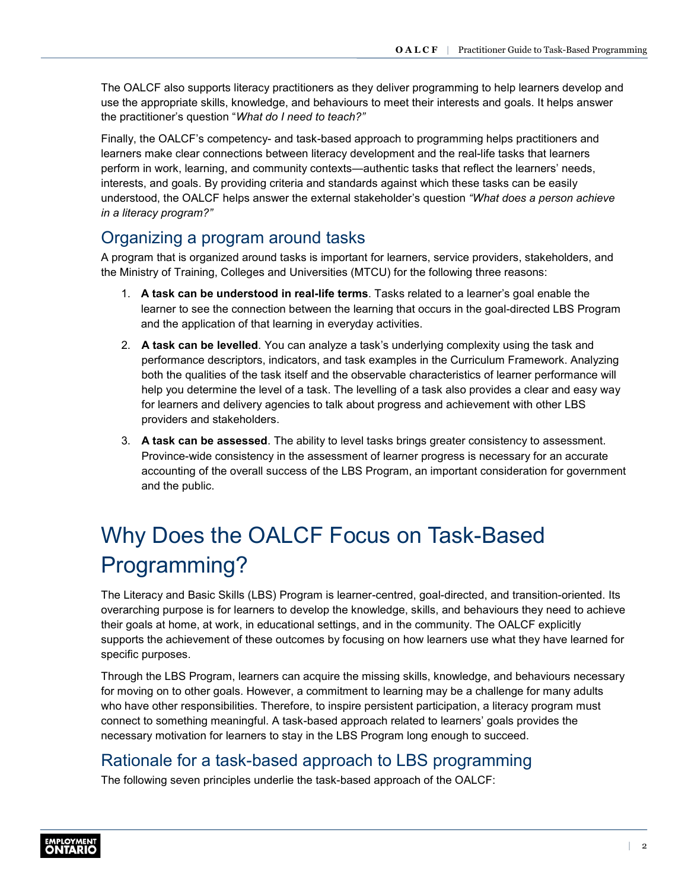The OALCF also supports literacy practitioners as they deliver programming to help learners develop and use the appropriate skills, knowledge, and behaviours to meet their interests and goals. It helps answer the practitioner's question "*What do I need to teach?"*

Finally, the OALCF's competency- and task-based approach to programming helps practitioners and learners make clear connections between literacy development and the real-life tasks that learners perform in work, learning, and community contexts—authentic tasks that reflect the learners' needs, interests, and goals. By providing criteria and standards against which these tasks can be easily understood, the OALCF helps answer the external stakeholder's question *"What does a person achieve in a literacy program?"*

## Organizing a program around tasks

A program that is organized around tasks is important for learners, service providers, stakeholders, and the Ministry of Training, Colleges and Universities (MTCU) for the following three reasons:

1. **A task can be understood in real-life terms**. Tasks related to a learner's goal enable the learner to see the connection between the learning that occurs in the goal-directed LBS Program and the application of that learning in everyday activities.
2. **A task can be levelled**. You can analyze a task's underlying complexity using the task and performance descriptors, indicators, and task examples in the Curriculum Framework. Analyzing both the qualities of the task itself and the observable characteristics of learner performance will help you determine the level of a task. The levelling of a task also provides a clear and easy way for learners and delivery agencies to talk about progress and achievement with other LBS providers and stakeholders.
3. **A task can be assessed**. The ability to level tasks brings greater consistency to assessment. Province-wide consistency in the assessment of learner progress is necessary for an accurate accounting of the overall success of the LBS Program, an important consideration for government and the public.

# Why Does the OALCF Focus on Task-Based Programming?

The Literacy and Basic Skills (LBS) Program is learner-centred, goal-directed, and transition-oriented. Its overarching purpose is for learners to develop the knowledge, skills, and behaviours they need to achieve their goals at home, at work, in educational settings, and in the community. The OALCF explicitly supports the achievement of these outcomes by focusing on how learners use what they have learned for specific purposes.

Through the LBS Program, learners can acquire the missing skills, knowledge, and behaviours necessary for moving on to other goals. However, a commitment to learning may be a challenge for many adults who have other responsibilities. Therefore, to inspire persistent participation, a literacy program must connect to something meaningful. A task-based approach related to learners' goals provides the necessary motivation for learners to stay in the LBS Program long enough to succeed.

## Rationale for a task-based approach to LBS programming

The following seven principles underlie the task-based approach of the OALCF: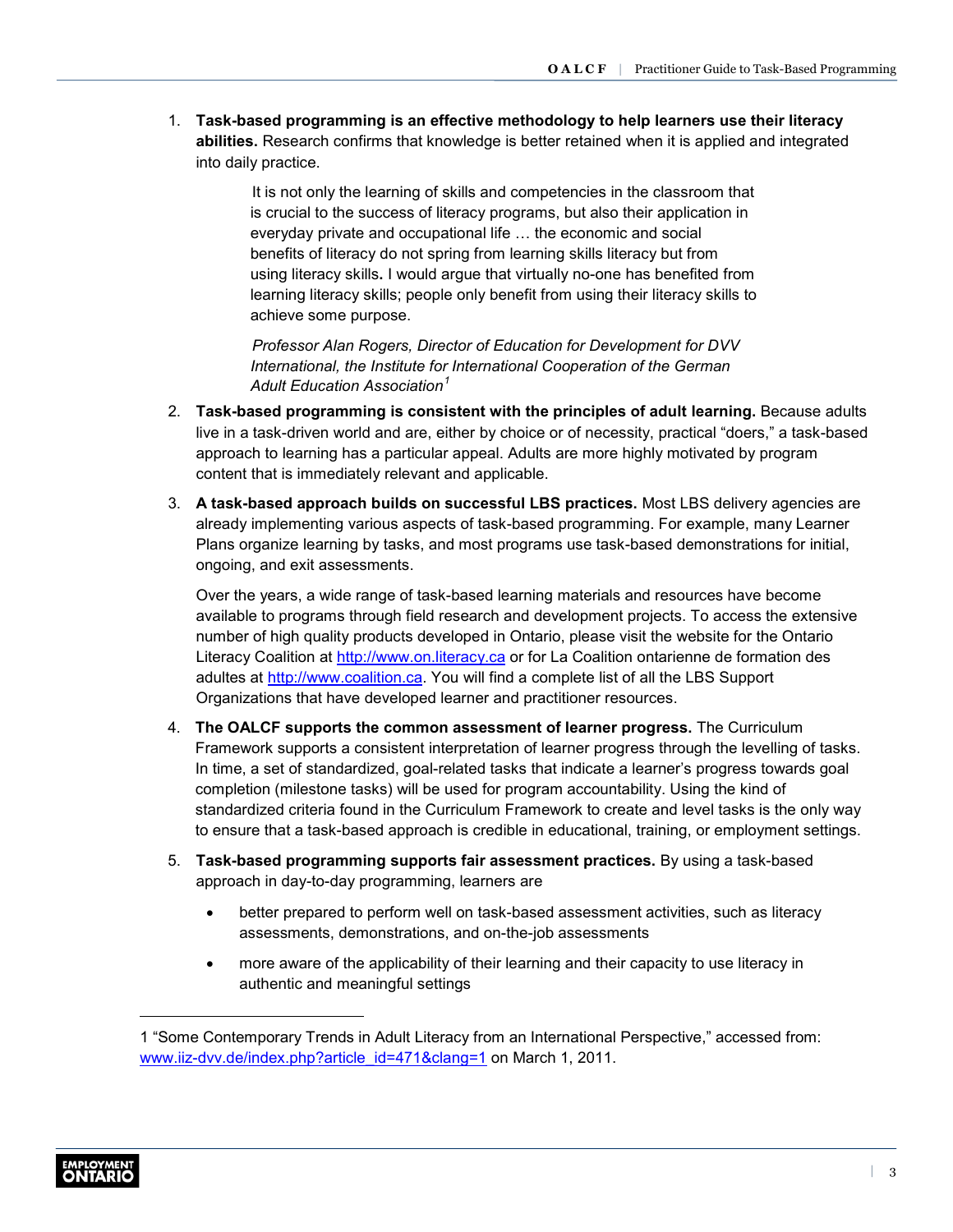1. **Task-based programming is an effective methodology to help learners use their literacy abilities.** Research confirms that knowledge is better retained when it is applied and integrated into daily practice.

   > It is not only the learning of skills and competencies in the classroom that is crucial to the success of literacy programs, but also their application in everyday private and occupational life … the economic and social benefits of literacy do not spring from learning skills literacy but from using literacy skills**.** I would argue that virtually no-one has benefited from learning literacy skills; people only benefit from using their literacy skills to achieve some purpose.
   >
   > *Professor Alan Rogers, Director of Education for Development for DVV International, the Institute for International Cooperation of the German Adult Education Association*[1]

2. **Task-based programming is consistent with the principles of adult learning.** Because adults live in a task-driven world and are, either by choice or of necessity, practical "doers," a task-based approach to learning has a particular appeal. Adults are more highly motivated by program content that is immediately relevant and applicable.

3. **A task-based approach builds on successful LBS practices.** Most LBS delivery agencies are already implementing various aspects of task-based programming. For example, many Learner Plans organize learning by tasks, and most programs use task-based demonstrations for initial, ongoing, and exit assessments.

   Over the years, a wide range of task-based learning materials and resources have become available to programs through field research and development projects. To access the extensive number of high quality products developed in Ontario, please visit the website for the Ontario Literacy Coalition at http://www.on.literacy.ca or for La Coalition ontarienne de formation des adultes at http://www.coalition.ca. You will find a complete list of all the LBS Support Organizations that have developed learner and practitioner resources.

4. **The OALCF supports the common assessment of learner progress.** The Curriculum Framework supports a consistent interpretation of learner progress through the levelling of tasks. In time, a set of standardized, goal-related tasks that indicate a learner's progress towards goal completion (milestone tasks) will be used for program accountability. Using the kind of standardized criteria found in the Curriculum Framework to create and level tasks is the only way to ensure that a task-based approach is credible in educational, training, or employment settings.

5. **Task-based programming supports fair assessment practices.** By using a task-based approach in day-to-day programming, learners are

   - better prepared to perform well on task-based assessment activities, such as literacy assessments, demonstrations, and on-the-job assessments
   - more aware of the applicability of their learning and their capacity to use literacy in authentic and meaningful settings

---

1 "Some Contemporary Trends in Adult Literacy from an International Perspective," accessed from: www.iiz-dvv.de/index.php?article_id=471&clang=1 on March 1, 2011.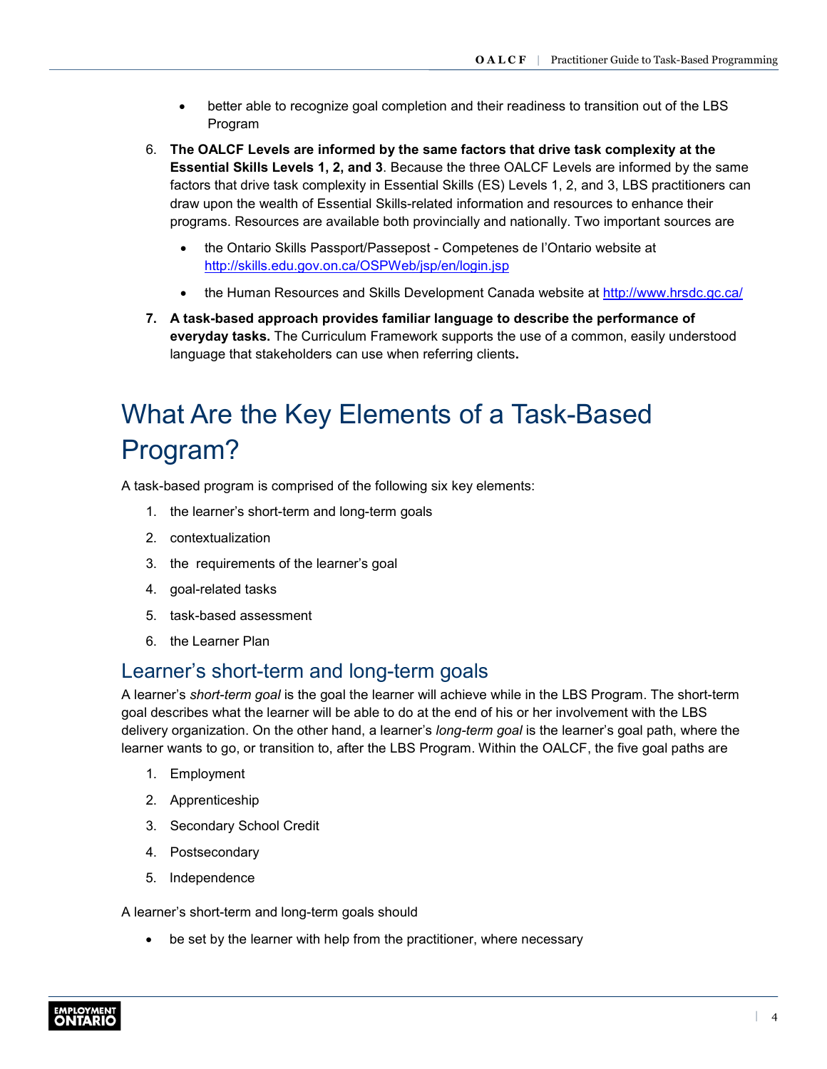- better able to recognize goal completion and their readiness to transition out of the LBS Program

6. **The OALCF Levels are informed by the same factors that drive task complexity at the Essential Skills Levels 1, 2, and 3**. Because the three OALCF Levels are informed by the same factors that drive task complexity in Essential Skills (ES) Levels 1, 2, and 3, LBS practitioners can draw upon the wealth of Essential Skills-related information and resources to enhance their programs. Resources are available both provincially and nationally. Two important sources are

   - the Ontario Skills Passport/Passepost - Competenes de l'Ontario website at http://skills.edu.gov.on.ca/OSPWeb/jsp/en/login.jsp
   - the Human Resources and Skills Development Canada website at http://www.hrsdc.gc.ca/

7. **A task-based approach provides familiar language to describe the performance of everyday tasks.** The Curriculum Framework supports the use of a common, easily understood language that stakeholders can use when referring clients**.**

# What Are the Key Elements of a Task-Based Program?

A task-based program is comprised of the following six key elements:

1. the learner's short-term and long-term goals
2. contextualization
3. the requirements of the learner's goal
4. goal-related tasks
5. task-based assessment
6. the Learner Plan

## Learner's short-term and long-term goals

A learner's *short-term goal* is the goal the learner will achieve while in the LBS Program. The short-term goal describes what the learner will be able to do at the end of his or her involvement with the LBS delivery organization. On the other hand, a learner's *long-term goal* is the learner's goal path, where the learner wants to go, or transition to, after the LBS Program. Within the OALCF, the five goal paths are

1. Employment
2. Apprenticeship
3. Secondary School Credit
4. Postsecondary
5. Independence

A learner's short-term and long-term goals should

- be set by the learner with help from the practitioner, where necessary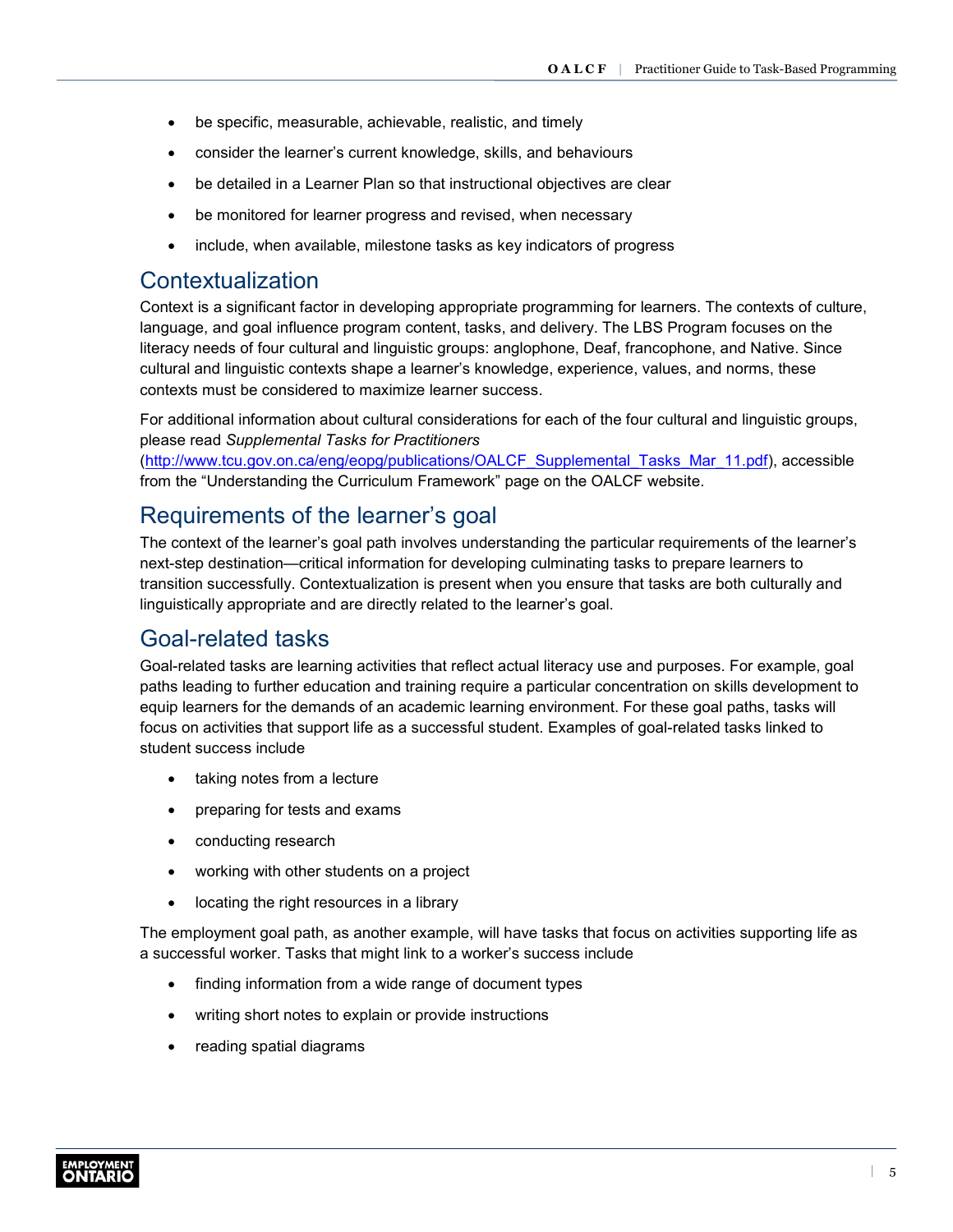- be specific, measurable, achievable, realistic, and timely
- consider the learner's current knowledge, skills, and behaviours
- be detailed in a Learner Plan so that instructional objectives are clear
- be monitored for learner progress and revised, when necessary
- include, when available, milestone tasks as key indicators of progress

## Contextualization

Context is a significant factor in developing appropriate programming for learners. The contexts of culture, language, and goal influence program content, tasks, and delivery. The LBS Program focuses on the literacy needs of four cultural and linguistic groups: anglophone, Deaf, francophone, and Native. Since cultural and linguistic contexts shape a learner's knowledge, experience, values, and norms, these contexts must be considered to maximize learner success.

For additional information about cultural considerations for each of the four cultural and linguistic groups, please read *Supplemental Tasks for Practitioners* (http://www.tcu.gov.on.ca/eng/eopg/publications/OALCF_Supplemental_Tasks_Mar_11.pdf), accessible from the "Understanding the Curriculum Framework" page on the OALCF website.

## Requirements of the learner's goal

The context of the learner's goal path involves understanding the particular requirements of the learner's next-step destination—critical information for developing culminating tasks to prepare learners to transition successfully. Contextualization is present when you ensure that tasks are both culturally and linguistically appropriate and are directly related to the learner's goal.

## Goal-related tasks

Goal-related tasks are learning activities that reflect actual literacy use and purposes. For example, goal paths leading to further education and training require a particular concentration on skills development to equip learners for the demands of an academic learning environment. For these goal paths, tasks will focus on activities that support life as a successful student. Examples of goal-related tasks linked to student success include

- taking notes from a lecture
- preparing for tests and exams
- conducting research
- working with other students on a project
- locating the right resources in a library

The employment goal path, as another example, will have tasks that focus on activities supporting life as a successful worker. Tasks that might link to a worker's success include

- finding information from a wide range of document types
- writing short notes to explain or provide instructions
- reading spatial diagrams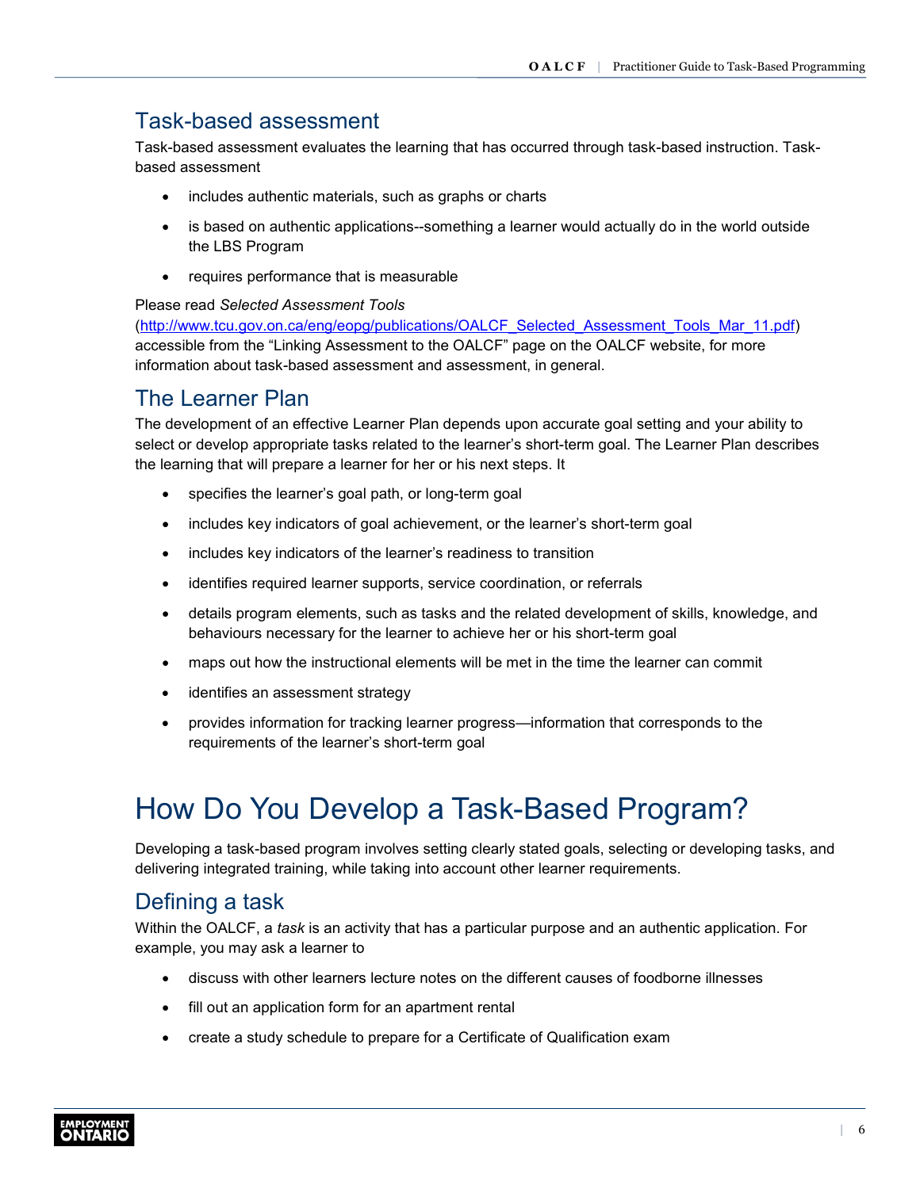## Task-based assessment

Task-based assessment evaluates the learning that has occurred through task-based instruction. Task-based assessment

- includes authentic materials, such as graphs or charts
- is based on authentic applications--something a learner would actually do in the world outside the LBS Program
- requires performance that is measurable

Please read *Selected Assessment Tools* (http://www.tcu.gov.on.ca/eng/eopg/publications/OALCF_Selected_Assessment_Tools_Mar_11.pdf) accessible from the "Linking Assessment to the OALCF" page on the OALCF website, for more information about task-based assessment and assessment, in general.

## The Learner Plan

The development of an effective Learner Plan depends upon accurate goal setting and your ability to select or develop appropriate tasks related to the learner's short-term goal. The Learner Plan describes the learning that will prepare a learner for her or his next steps. It

- specifies the learner's goal path, or long-term goal
- includes key indicators of goal achievement, or the learner's short-term goal
- includes key indicators of the learner's readiness to transition
- identifies required learner supports, service coordination, or referrals
- details program elements, such as tasks and the related development of skills, knowledge, and behaviours necessary for the learner to achieve her or his short-term goal
- maps out how the instructional elements will be met in the time the learner can commit
- identifies an assessment strategy
- provides information for tracking learner progress—information that corresponds to the requirements of the learner's short-term goal

# How Do You Develop a Task-Based Program?

Developing a task-based program involves setting clearly stated goals, selecting or developing tasks, and delivering integrated training, while taking into account other learner requirements.

## Defining a task

Within the OALCF, a *task* is an activity that has a particular purpose and an authentic application. For example, you may ask a learner to

- discuss with other learners lecture notes on the different causes of foodborne illnesses
- fill out an application form for an apartment rental
- create a study schedule to prepare for a Certificate of Qualification exam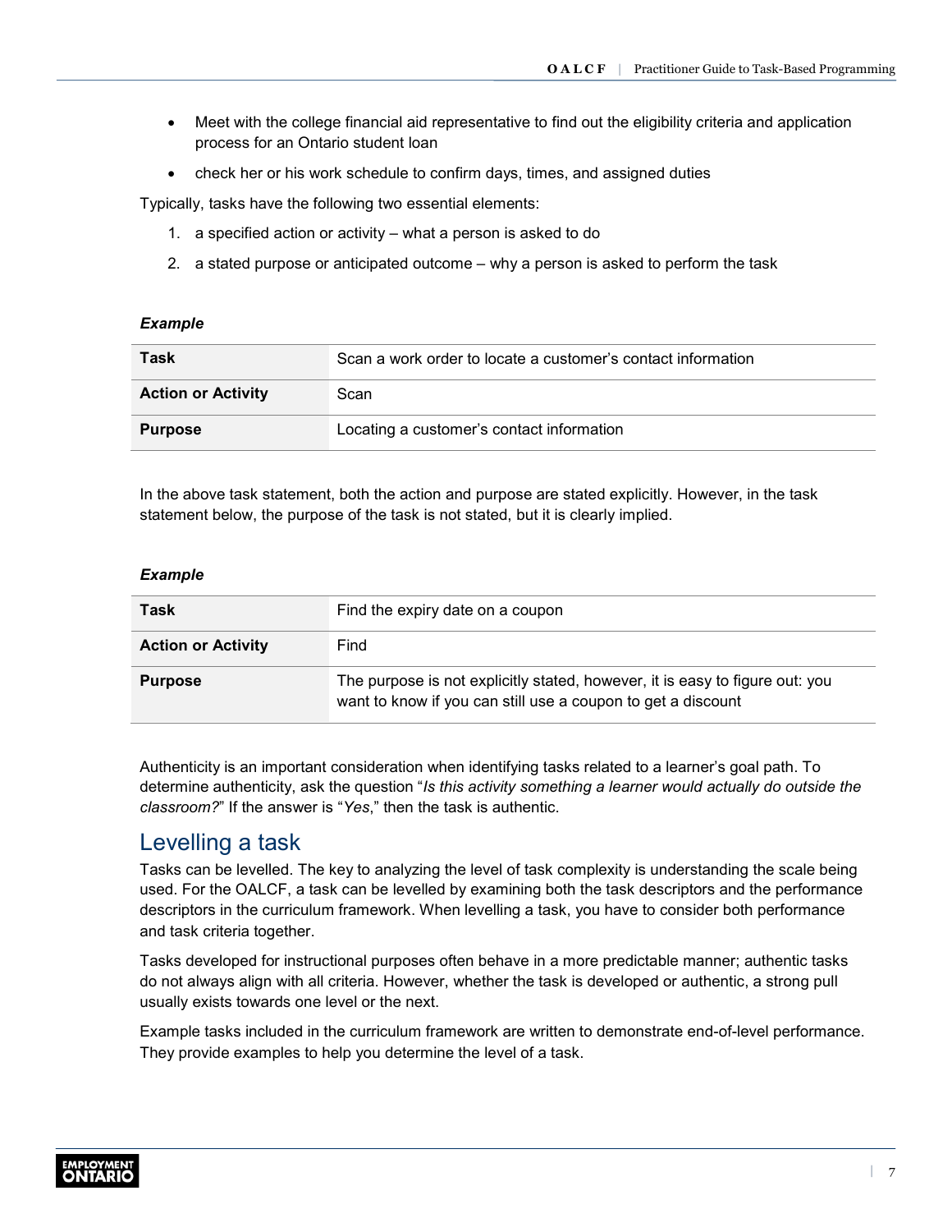- Meet with the college financial aid representative to find out the eligibility criteria and application process for an Ontario student loan
- check her or his work schedule to confirm days, times, and assigned duties

Typically, tasks have the following two essential elements:

1. a specified action or activity – what a person is asked to do
2. a stated purpose or anticipated outcome – why a person is asked to perform the task

***Example***

| | |
|---|---|
| **Task** | Scan a work order to locate a customer's contact information |
| **Action or Activity** | Scan |
| **Purpose** | Locating a customer's contact information |

In the above task statement, both the action and purpose are stated explicitly. However, in the task statement below, the purpose of the task is not stated, but it is clearly implied.

***Example***

| | |
|---|---|
| **Task** | Find the expiry date on a coupon |
| **Action or Activity** | Find |
| **Purpose** | The purpose is not explicitly stated, however, it is easy to figure out: you want to know if you can still use a coupon to get a discount |

Authenticity is an important consideration when identifying tasks related to a learner's goal path. To determine authenticity, ask the question "*Is this activity something a learner would actually do outside the classroom?*" If the answer is "*Yes*," then the task is authentic.

## Levelling a task

Tasks can be levelled. The key to analyzing the level of task complexity is understanding the scale being used. For the OALCF, a task can be levelled by examining both the task descriptors and the performance descriptors in the curriculum framework. When levelling a task, you have to consider both performance and task criteria together.

Tasks developed for instructional purposes often behave in a more predictable manner; authentic tasks do not always align with all criteria. However, whether the task is developed or authentic, a strong pull usually exists towards one level or the next.

Example tasks included in the curriculum framework are written to demonstrate end-of-level performance. They provide examples to help you determine the level of a task.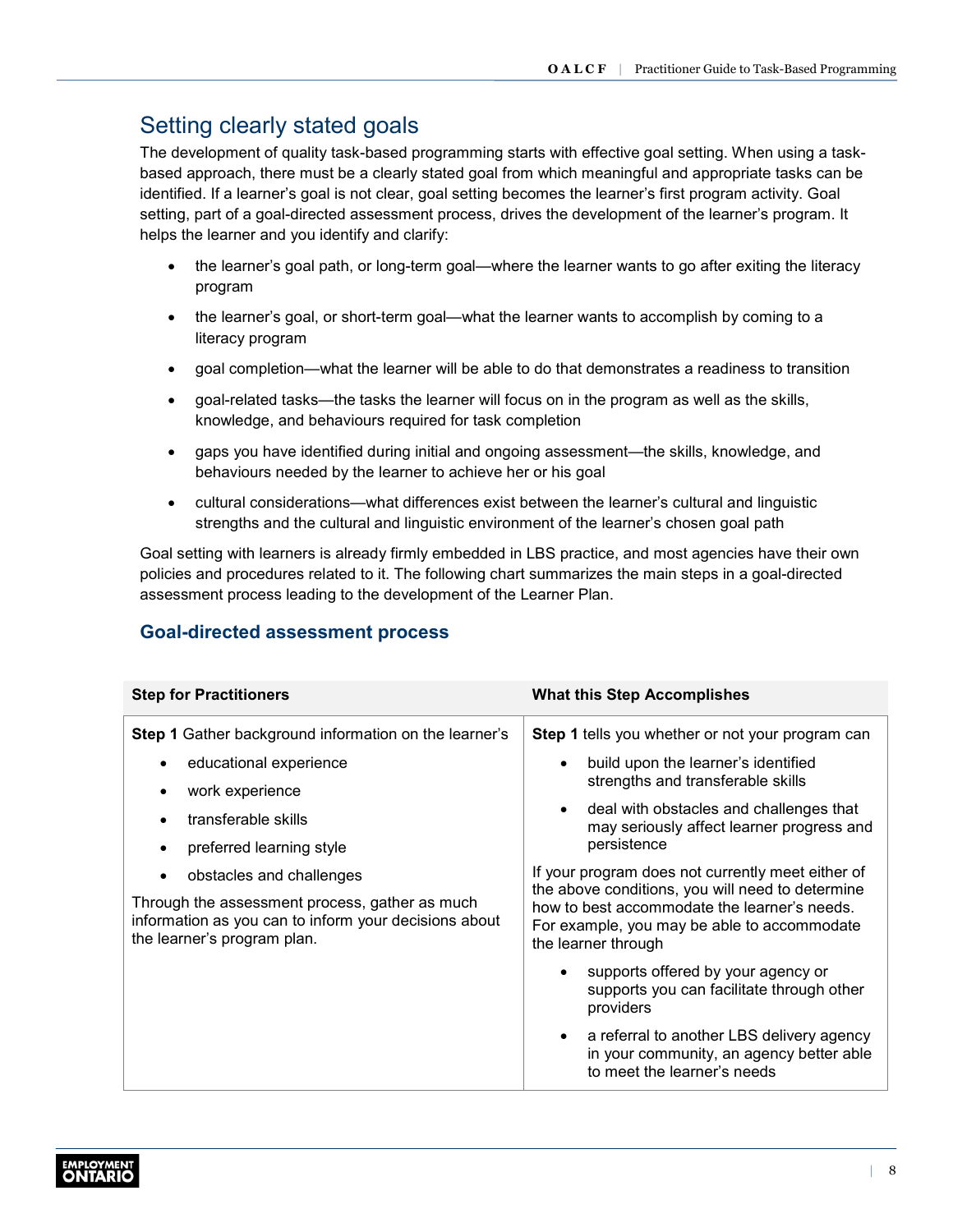## Setting clearly stated goals

The development of quality task-based programming starts with effective goal setting. When using a task-based approach, there must be a clearly stated goal from which meaningful and appropriate tasks can be identified. If a learner's goal is not clear, goal setting becomes the learner's first program activity. Goal setting, part of a goal-directed assessment process, drives the development of the learner's program. It helps the learner and you identify and clarify:

- the learner's goal path, or long-term goal—where the learner wants to go after exiting the literacy program
- the learner's goal, or short-term goal—what the learner wants to accomplish by coming to a literacy program
- goal completion—what the learner will be able to do that demonstrates a readiness to transition
- goal-related tasks—the tasks the learner will focus on in the program as well as the skills, knowledge, and behaviours required for task completion
- gaps you have identified during initial and ongoing assessment—the skills, knowledge, and behaviours needed by the learner to achieve her or his goal
- cultural considerations—what differences exist between the learner's cultural and linguistic strengths and the cultural and linguistic environment of the learner's chosen goal path

Goal setting with learners is already firmly embedded in LBS practice, and most agencies have their own policies and procedures related to it. The following chart summarizes the main steps in a goal-directed assessment process leading to the development of the Learner Plan.

### Goal-directed assessment process

| Step for Practitioners | What this Step Accomplishes |
|---|---|
| **Step 1** Gather background information on the learner's<br>• educational experience<br>• work experience<br>• transferable skills<br>• preferred learning style<br>• obstacles and challenges<br><br>Through the assessment process, gather as much information as you can to inform your decisions about the learner's program plan. | **Step 1** tells you whether or not your program can<br>• build upon the learner's identified strengths and transferable skills<br>• deal with obstacles and challenges that may seriously affect learner progress and persistence<br><br>If your program does not currently meet either of the above conditions, you will need to determine how to best accommodate the learner's needs. For example, you may be able to accommodate the learner through<br>• supports offered by your agency or supports you can facilitate through other providers<br>• a referral to another LBS delivery agency in your community, an agency better able to meet the learner's needs |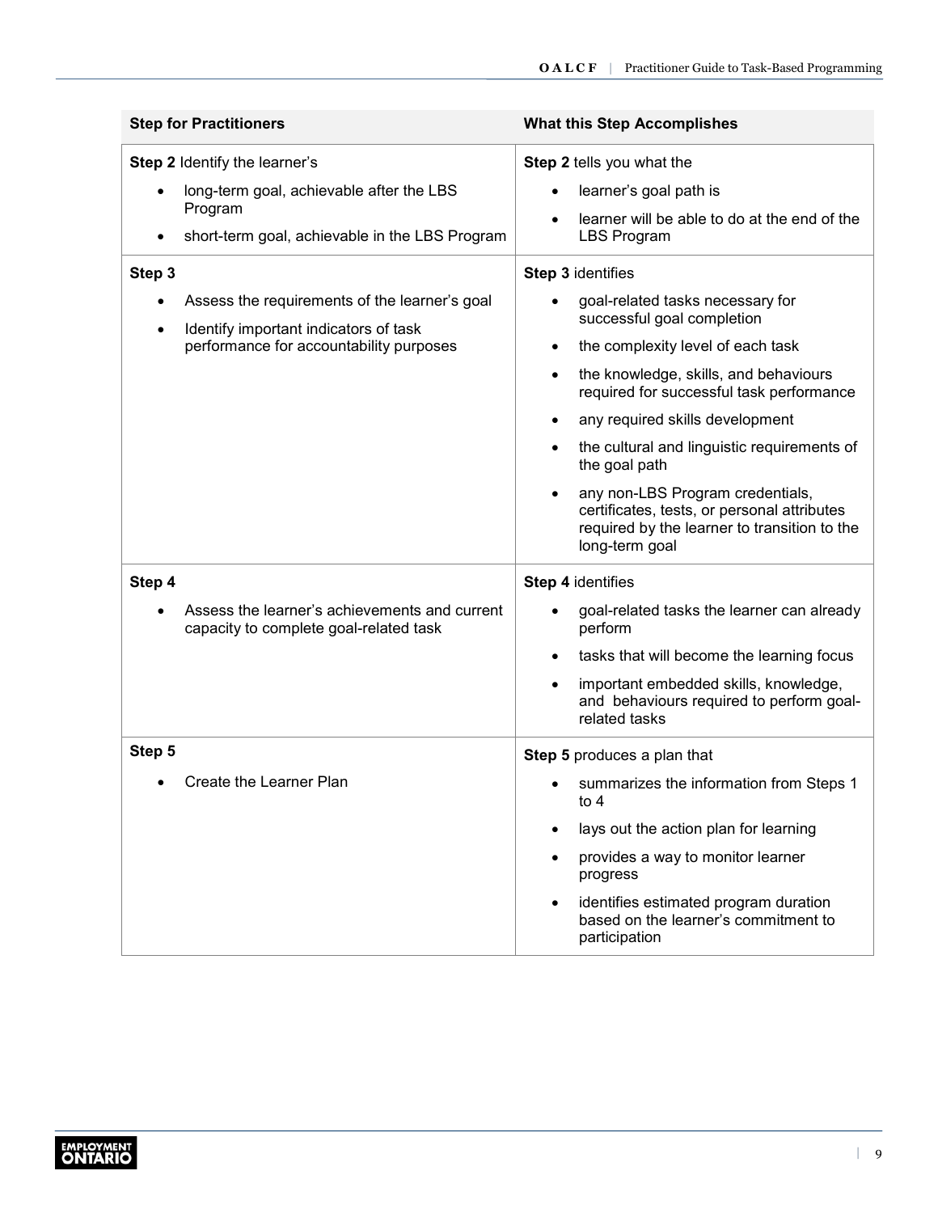| Step for Practitioners | What this Step Accomplishes |
| --- | --- |
| **Step 2** Identify the learner's<br>• long-term goal, achievable after the LBS Program<br>• short-term goal, achievable in the LBS Program | **Step 2** tells you what the<br>• learner's goal path is<br>• learner will be able to do at the end of the LBS Program |
| **Step 3**<br>• Assess the requirements of the learner's goal<br>• Identify important indicators of task performance for accountability purposes | **Step 3** identifies<br>• goal-related tasks necessary for successful goal completion<br>• the complexity level of each task<br>• the knowledge, skills, and behaviours required for successful task performance<br>• any required skills development<br>• the cultural and linguistic requirements of the goal path<br>• any non-LBS Program credentials, certificates, tests, or personal attributes required by the learner to transition to the long-term goal |
| **Step 4**<br>• Assess the learner's achievements and current capacity to complete goal-related task | **Step 4** identifies<br>• goal-related tasks the learner can already perform<br>• tasks that will become the learning focus<br>• important embedded skills, knowledge, and behaviours required to perform goal-related tasks |
| **Step 5**<br>• Create the Learner Plan | **Step 5** produces a plan that<br>• summarizes the information from Steps 1 to 4<br>• lays out the action plan for learning<br>• provides a way to monitor learner progress<br>• identifies estimated program duration based on the learner's commitment to participation |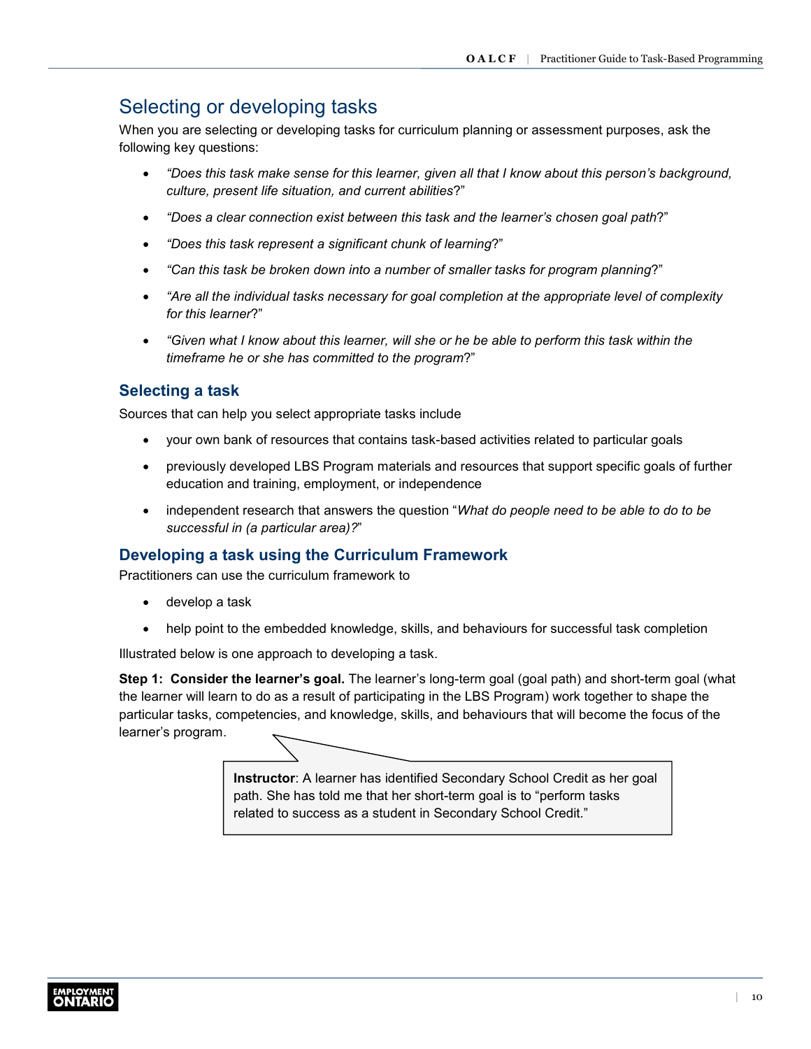## Selecting or developing tasks

When you are selecting or developing tasks for curriculum planning or assessment purposes, ask the following key questions:

- *"Does this task make sense for this learner, given all that I know about this person's background, culture, present life situation, and current abilities*?"
- *"Does a clear connection exist between this task and the learner's chosen goal path*?"
- *"Does this task represent a significant chunk of learning*?"
- *"Can this task be broken down into a number of smaller tasks for program planning*?"
- *"Are all the individual tasks necessary for goal completion at the appropriate level of complexity for this learner*?"
- *"Given what I know about this learner, will she or he be able to perform this task within the timeframe he or she has committed to the program*?"

### Selecting a task

Sources that can help you select appropriate tasks include

- your own bank of resources that contains task-based activities related to particular goals
- previously developed LBS Program materials and resources that support specific goals of further education and training, employment, or independence
- independent research that answers the question "*What do people need to be able to do to be successful in (a particular area)?*"

### Developing a task using the Curriculum Framework

Practitioners can use the curriculum framework to

- develop a task
- help point to the embedded knowledge, skills, and behaviours for successful task completion

Illustrated below is one approach to developing a task.

**Step 1: Consider the learner's goal.** The learner's long-term goal (goal path) and short-term goal (what the learner will learn to do as a result of participating in the LBS Program) work together to shape the particular tasks, competencies, and knowledge, skills, and behaviours that will become the focus of the learner's program.

> **Instructor**: A learner has identified Secondary School Credit as her goal path. She has told me that her short-term goal is to "perform tasks related to success as a student in Secondary School Credit."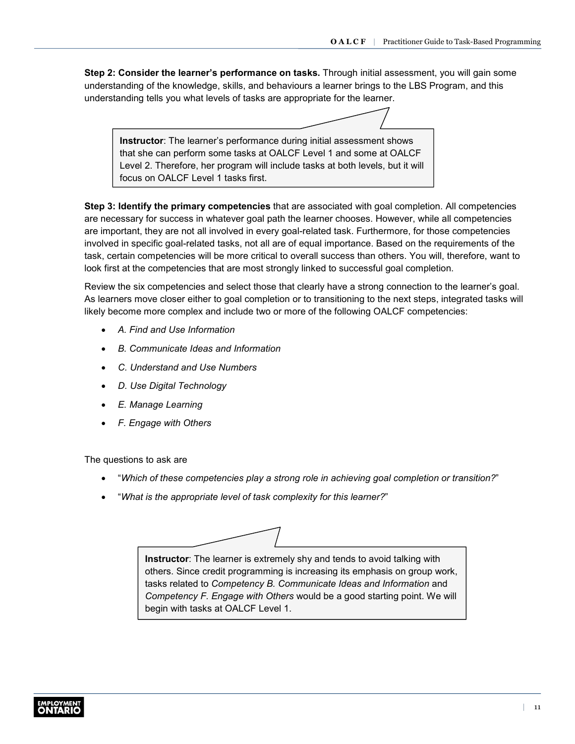**Step 2: Consider the learner's performance on tasks.** Through initial assessment, you will gain some understanding of the knowledge, skills, and behaviours a learner brings to the LBS Program, and this understanding tells you what levels of tasks are appropriate for the learner.

> **Instructor**: The learner's performance during initial assessment shows that she can perform some tasks at OALCF Level 1 and some at OALCF Level 2. Therefore, her program will include tasks at both levels, but it will focus on OALCF Level 1 tasks first.

**Step 3: Identify the primary competencies** that are associated with goal completion. All competencies are necessary for success in whatever goal path the learner chooses. However, while all competencies are important, they are not all involved in every goal-related task. Furthermore, for those competencies involved in specific goal-related tasks, not all are of equal importance. Based on the requirements of the task, certain competencies will be more critical to overall success than others. You will, therefore, want to look first at the competencies that are most strongly linked to successful goal completion.

Review the six competencies and select those that clearly have a strong connection to the learner's goal. As learners move closer either to goal completion or to transitioning to the next steps, integrated tasks will likely become more complex and include two or more of the following OALCF competencies:

- *A. Find and Use Information*
- *B. Communicate Ideas and Information*
- *C. Understand and Use Numbers*
- *D. Use Digital Technology*
- *E. Manage Learning*
- *F. Engage with Others*

The questions to ask are

- "*Which of these competencies play a strong role in achieving goal completion or transition?*"
- "*What is the appropriate level of task complexity for this learner?*"

> **Instructor**: The learner is extremely shy and tends to avoid talking with others. Since credit programming is increasing its emphasis on group work, tasks related to *Competency B. Communicate Ideas and Information* and *Competency F. Engage with Others* would be a good starting point. We will begin with tasks at OALCF Level 1.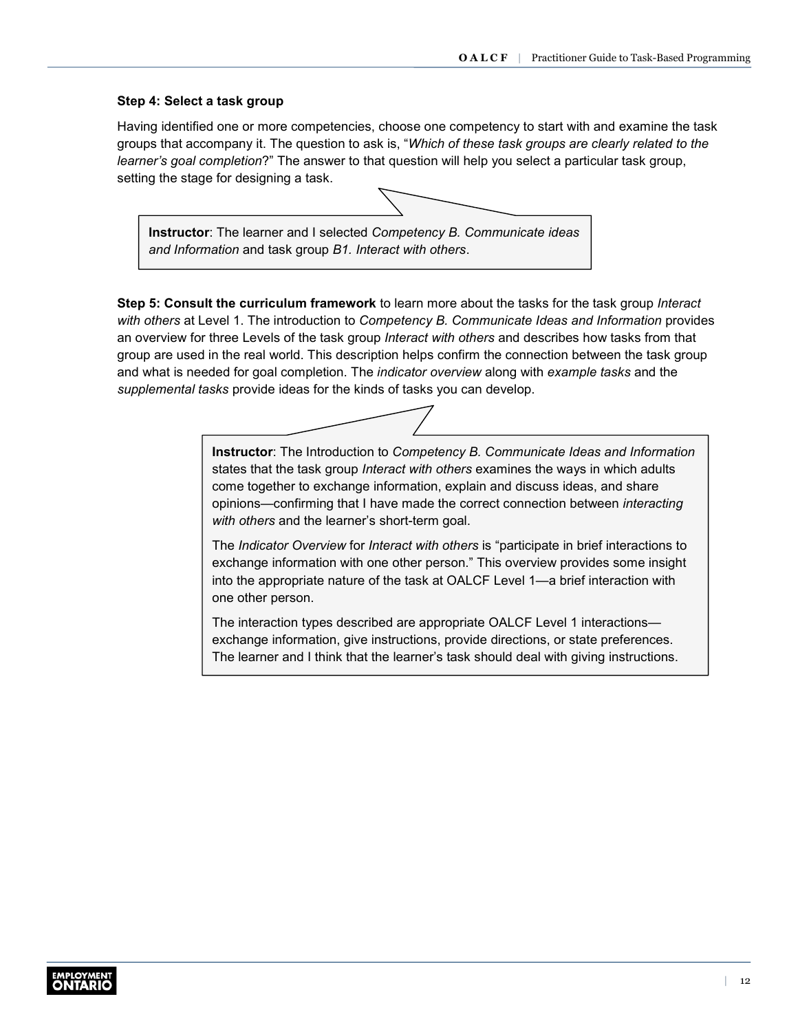**Step 4: Select a task group**

Having identified one or more competencies, choose one competency to start with and examine the task groups that accompany it. The question to ask is, "*Which of these task groups are clearly related to the learner's goal completion*?" The answer to that question will help you select a particular task group, setting the stage for designing a task.

> **Instructor**: The learner and I selected *Competency B. Communicate ideas and Information* and task group *B1. Interact with others*.

**Step 5: Consult the curriculum framework** to learn more about the tasks for the task group *Interact with others* at Level 1. The introduction to *Competency B. Communicate Ideas and Information* provides an overview for three Levels of the task group *Interact with others* and describes how tasks from that group are used in the real world. This description helps confirm the connection between the task group and what is needed for goal completion. The *indicator overview* along with *example tasks* and the *supplemental tasks* provide ideas for the kinds of tasks you can develop.

> **Instructor**: The Introduction to *Competency B. Communicate Ideas and Information* states that the task group *Interact with others* examines the ways in which adults come together to exchange information, explain and discuss ideas, and share opinions—confirming that I have made the correct connection between *interacting with others* and the learner's short-term goal.
>
> The *Indicator Overview* for *Interact with others* is "participate in brief interactions to exchange information with one other person." This overview provides some insight into the appropriate nature of the task at OALCF Level 1—a brief interaction with one other person.
>
> The interaction types described are appropriate OALCF Level 1 interactions—exchange information, give instructions, provide directions, or state preferences. The learner and I think that the learner's task should deal with giving instructions.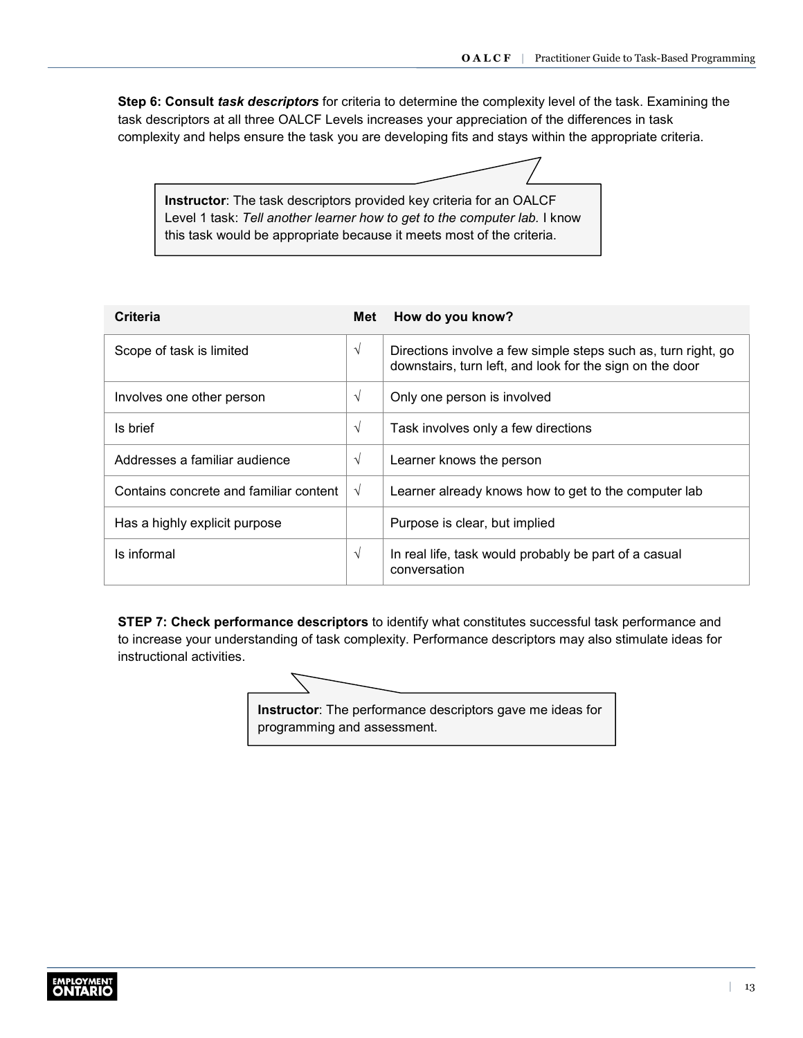**Step 6: Consult *task descriptors*** for criteria to determine the complexity level of the task. Examining the task descriptors at all three OALCF Levels increases your appreciation of the differences in task complexity and helps ensure the task you are developing fits and stays within the appropriate criteria.

> **Instructor**: The task descriptors provided key criteria for an OALCF Level 1 task: *Tell another learner how to get to the computer lab.* I know this task would be appropriate because it meets most of the criteria.

| Criteria | Met | How do you know? |
|---|---|---|
| Scope of task is limited | √ | Directions involve a few simple steps such as, turn right, go downstairs, turn left, and look for the sign on the door |
| Involves one other person | √ | Only one person is involved |
| Is brief | √ | Task involves only a few directions |
| Addresses a familiar audience | √ | Learner knows the person |
| Contains concrete and familiar content | √ | Learner already knows how to get to the computer lab |
| Has a highly explicit purpose | | Purpose is clear, but implied |
| Is informal | √ | In real life, task would probably be part of a casual conversation |

**STEP 7: Check performance descriptors** to identify what constitutes successful task performance and to increase your understanding of task complexity. Performance descriptors may also stimulate ideas for instructional activities.

> **Instructor**: The performance descriptors gave me ideas for programming and assessment.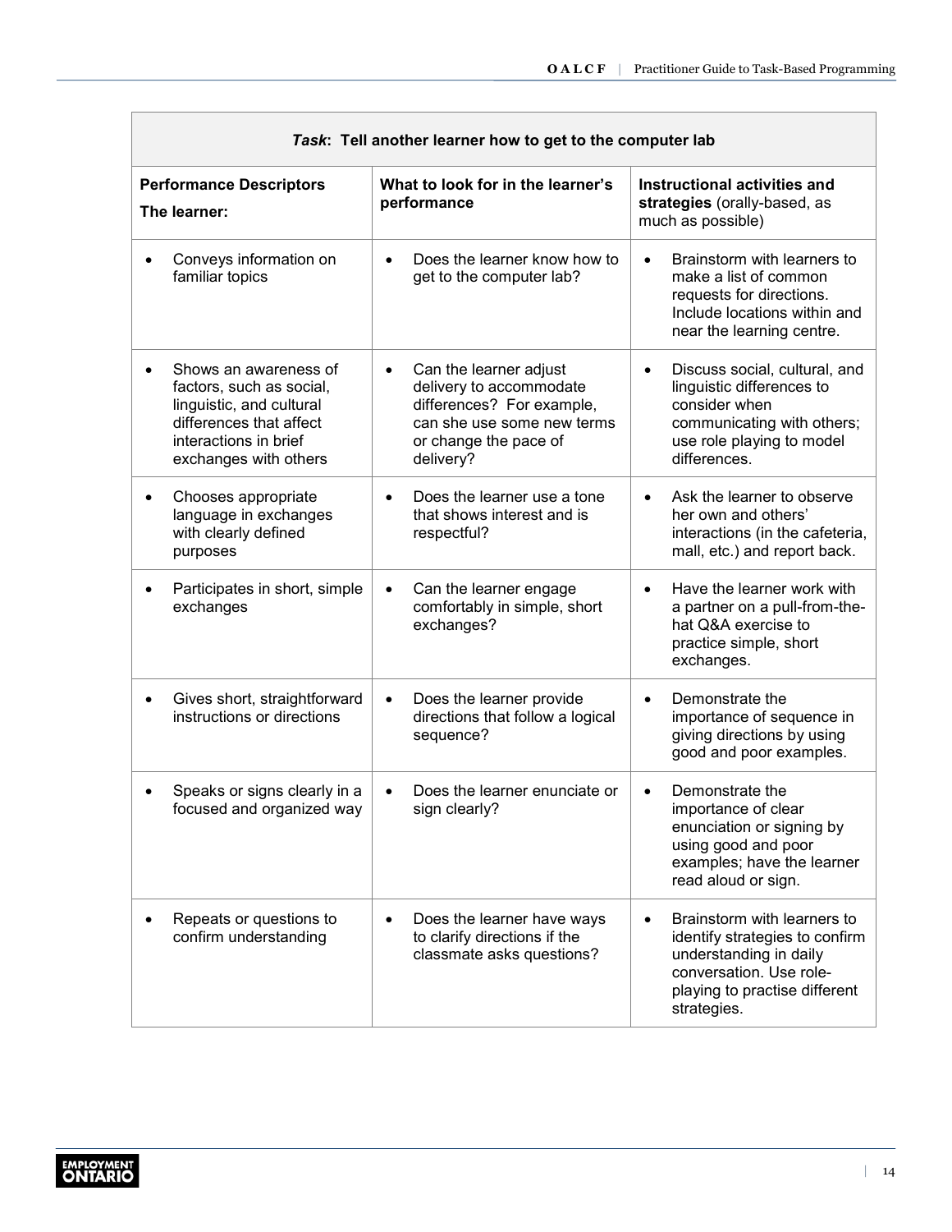| *Task*: Tell another learner how to get to the computer lab | | |
|---|---|---|
| **Performance Descriptors**<br>**The learner:** | **What to look for in the learner's performance** | **Instructional activities and strategies** (orally-based, as much as possible) |
| • Conveys information on familiar topics | • Does the learner know how to get to the computer lab? | • Brainstorm with learners to make a list of common requests for directions. Include locations within and near the learning centre. |
| • Shows an awareness of factors, such as social, linguistic, and cultural differences that affect interactions in brief exchanges with others | • Can the learner adjust delivery to accommodate differences? For example, can she use some new terms or change the pace of delivery? | • Discuss social, cultural, and linguistic differences to consider when communicating with others; use role playing to model differences. |
| • Chooses appropriate language in exchanges with clearly defined purposes | • Does the learner use a tone that shows interest and is respectful? | • Ask the learner to observe her own and others' interactions (in the cafeteria, mall, etc.) and report back. |
| • Participates in short, simple exchanges | • Can the learner engage comfortably in simple, short exchanges? | • Have the learner work with a partner on a pull-from-the-hat Q&A exercise to practice simple, short exchanges. |
| • Gives short, straightforward instructions or directions | • Does the learner provide directions that follow a logical sequence? | • Demonstrate the importance of sequence in giving directions by using good and poor examples. |
| • Speaks or signs clearly in a focused and organized way | • Does the learner enunciate or sign clearly? | • Demonstrate the importance of clear enunciation or signing by using good and poor examples; have the learner read aloud or sign. |
| • Repeats or questions to confirm understanding | • Does the learner have ways to clarify directions if the classmate asks questions? | • Brainstorm with learners to identify strategies to confirm understanding in daily conversation. Use role-playing to practise different strategies. |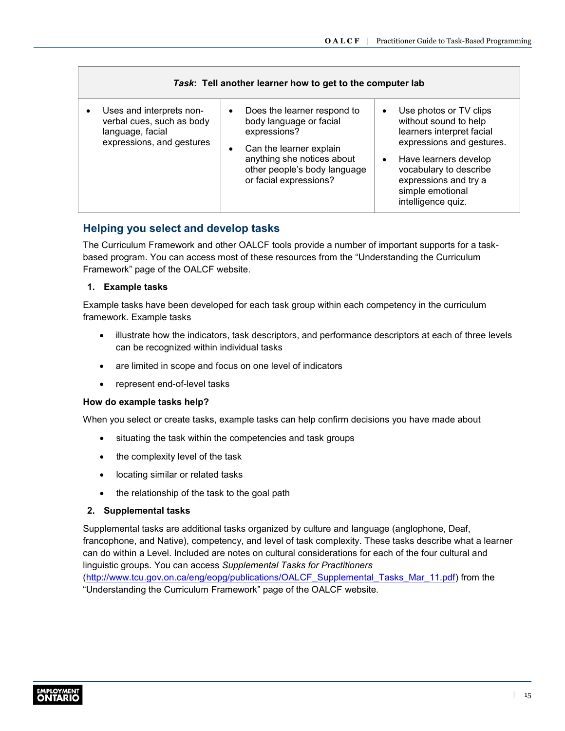| ***Task*: Tell another learner how to get to the computer lab** | | |
|---|---|---|
| • Uses and interprets non-verbal cues, such as body language, facial expressions, and gestures | • Does the learner respond to body language or facial expressions?<br>• Can the learner explain anything she notices about other people's body language or facial expressions? | • Use photos or TV clips without sound to help learners interpret facial expressions and gestures.<br>• Have learners develop vocabulary to describe expressions and try a simple emotional intelligence quiz. |

## Helping you select and develop tasks

The Curriculum Framework and other OALCF tools provide a number of important supports for a task-based program. You can access most of these resources from the "Understanding the Curriculum Framework" page of the OALCF website.

**1. Example tasks**

Example tasks have been developed for each task group within each competency in the curriculum framework. Example tasks

- illustrate how the indicators, task descriptors, and performance descriptors at each of three levels can be recognized within individual tasks
- are limited in scope and focus on one level of indicators
- represent end-of-level tasks

**How do example tasks help?**

When you select or create tasks, example tasks can help confirm decisions you have made about

- situating the task within the competencies and task groups
- the complexity level of the task
- locating similar or related tasks
- the relationship of the task to the goal path

**2. Supplemental tasks**

Supplemental tasks are additional tasks organized by culture and language (anglophone, Deaf, francophone, and Native), competency, and level of task complexity. These tasks describe what a learner can do within a Level. Included are notes on cultural considerations for each of the four cultural and linguistic groups. You can access *Supplemental Tasks for Practitioners* (http://www.tcu.gov.on.ca/eng/eopg/publications/OALCF_Supplemental_Tasks_Mar_11.pdf) from the "Understanding the Curriculum Framework" page of the OALCF website.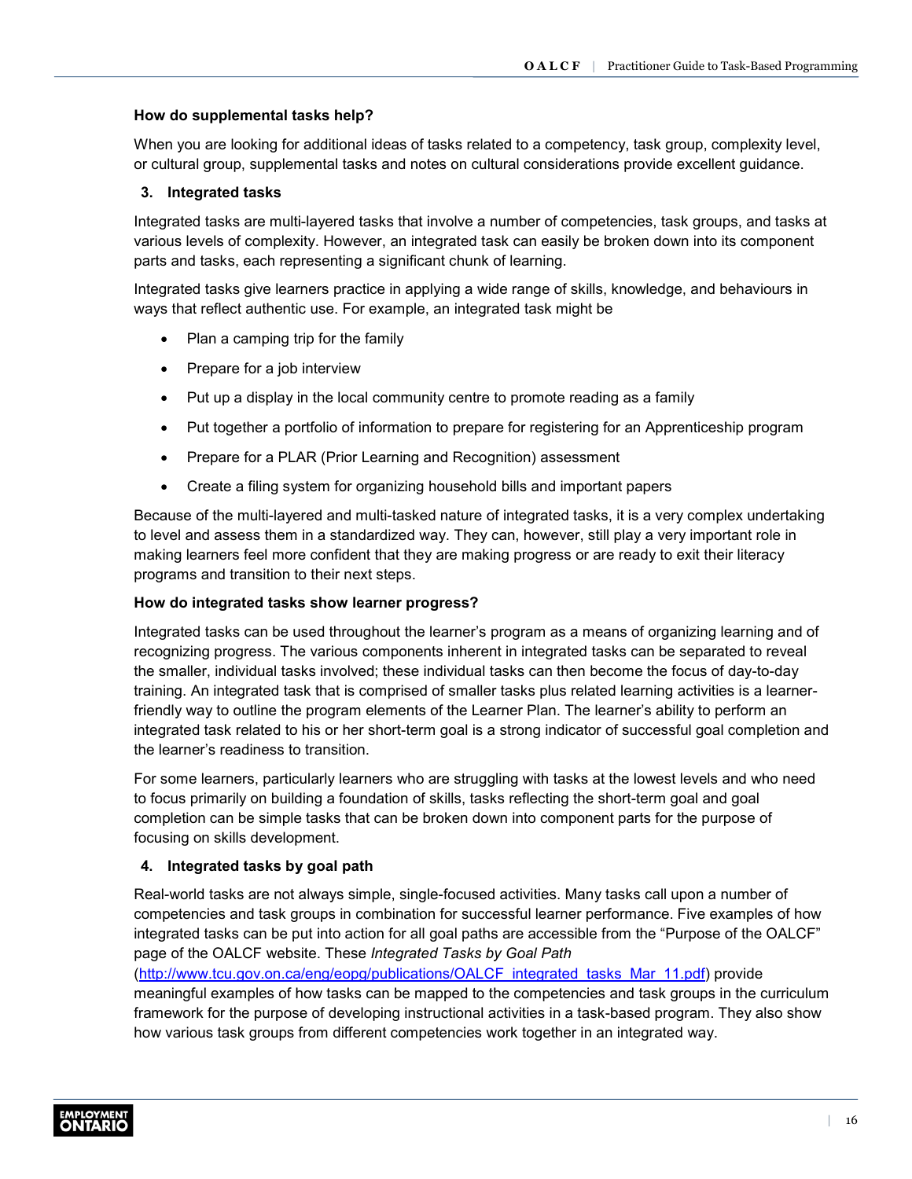**How do supplemental tasks help?**

When you are looking for additional ideas of tasks related to a competency, task group, complexity level, or cultural group, supplemental tasks and notes on cultural considerations provide excellent guidance.

**3. Integrated tasks**

Integrated tasks are multi-layered tasks that involve a number of competencies, task groups, and tasks at various levels of complexity. However, an integrated task can easily be broken down into its component parts and tasks, each representing a significant chunk of learning.

Integrated tasks give learners practice in applying a wide range of skills, knowledge, and behaviours in ways that reflect authentic use. For example, an integrated task might be

- Plan a camping trip for the family
- Prepare for a job interview
- Put up a display in the local community centre to promote reading as a family
- Put together a portfolio of information to prepare for registering for an Apprenticeship program
- Prepare for a PLAR (Prior Learning and Recognition) assessment
- Create a filing system for organizing household bills and important papers

Because of the multi-layered and multi-tasked nature of integrated tasks, it is a very complex undertaking to level and assess them in a standardized way. They can, however, still play a very important role in making learners feel more confident that they are making progress or are ready to exit their literacy programs and transition to their next steps.

**How do integrated tasks show learner progress?**

Integrated tasks can be used throughout the learner's program as a means of organizing learning and of recognizing progress. The various components inherent in integrated tasks can be separated to reveal the smaller, individual tasks involved; these individual tasks can then become the focus of day-to-day training. An integrated task that is comprised of smaller tasks plus related learning activities is a learner-friendly way to outline the program elements of the Learner Plan. The learner's ability to perform an integrated task related to his or her short-term goal is a strong indicator of successful goal completion and the learner's readiness to transition.

For some learners, particularly learners who are struggling with tasks at the lowest levels and who need to focus primarily on building a foundation of skills, tasks reflecting the short-term goal and goal completion can be simple tasks that can be broken down into component parts for the purpose of focusing on skills development.

**4. Integrated tasks by goal path**

Real-world tasks are not always simple, single-focused activities. Many tasks call upon a number of competencies and task groups in combination for successful learner performance. Five examples of how integrated tasks can be put into action for all goal paths are accessible from the "Purpose of the OALCF" page of the OALCF website. These *Integrated Tasks by Goal Path* (http://www.tcu.gov.on.ca/eng/eopg/publications/OALCF_integrated_tasks_Mar_11.pdf) provide meaningful examples of how tasks can be mapped to the competencies and task groups in the curriculum framework for the purpose of developing instructional activities in a task-based program. They also show how various task groups from different competencies work together in an integrated way.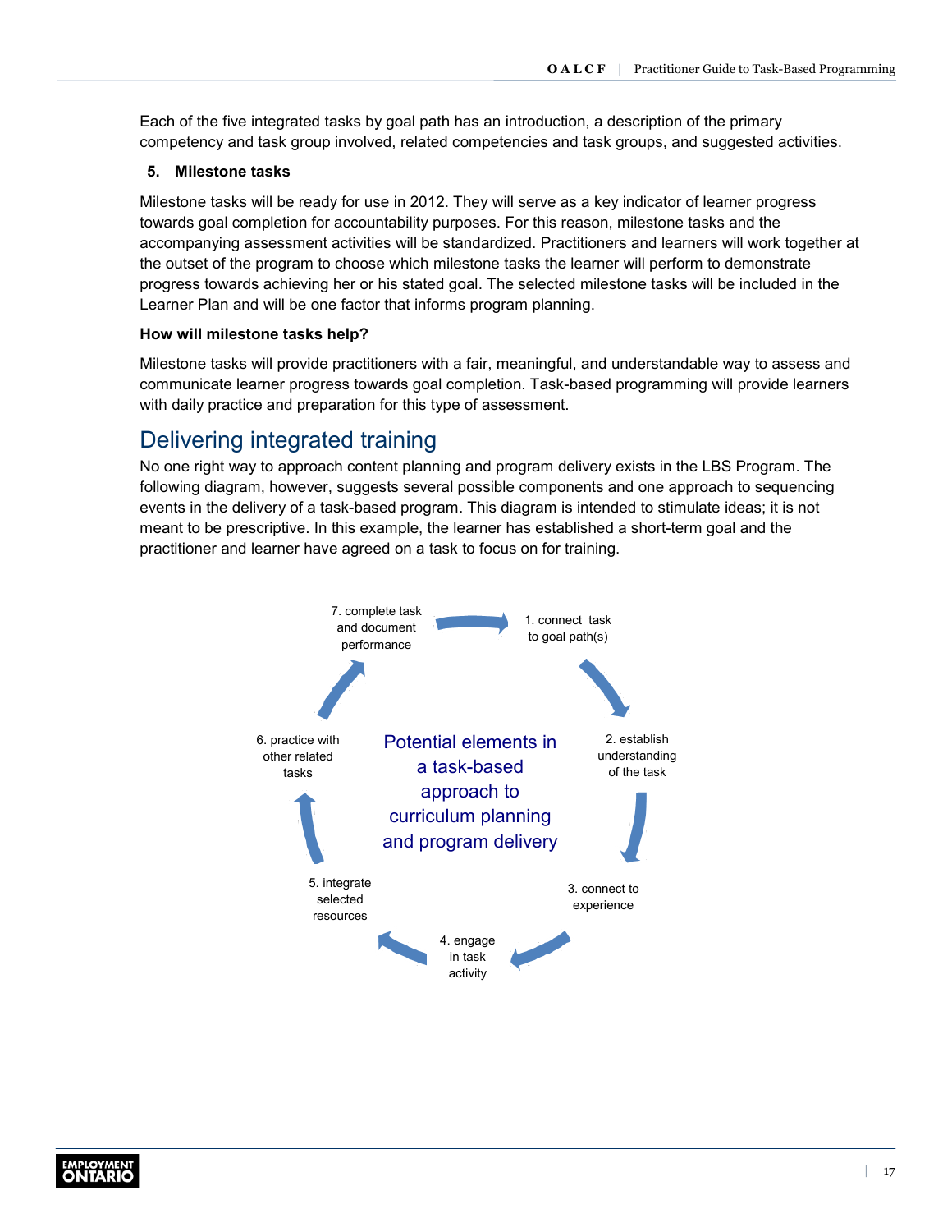Each of the five integrated tasks by goal path has an introduction, a description of the primary competency and task group involved, related competencies and task groups, and suggested activities.

**5. Milestone tasks**

Milestone tasks will be ready for use in 2012. They will serve as a key indicator of learner progress towards goal completion for accountability purposes. For this reason, milestone tasks and the accompanying assessment activities will be standardized. Practitioners and learners will work together at the outset of the program to choose which milestone tasks the learner will perform to demonstrate progress towards achieving her or his stated goal. The selected milestone tasks will be included in the Learner Plan and will be one factor that informs program planning.

**How will milestone tasks help?**

Milestone tasks will provide practitioners with a fair, meaningful, and understandable way to assess and communicate learner progress towards goal completion. Task-based programming will provide learners with daily practice and preparation for this type of assessment.

## Delivering integrated training

No one right way to approach content planning and program delivery exists in the LBS Program. The following diagram, however, suggests several possible components and one approach to sequencing events in the delivery of a task-based program. This diagram is intended to stimulate ideas; it is not meant to be prescriptive. In this example, the learner has established a short-term goal and the practitioner and learner have agreed on a task to focus on for training.

Potential elements in a task-based approach to curriculum planning and program delivery

1. connect task to goal path(s)
2. establish understanding of the task
3. connect to experience
4. engage in task activity
5. integrate selected resources
6. practice with other related tasks
7. complete task and document performance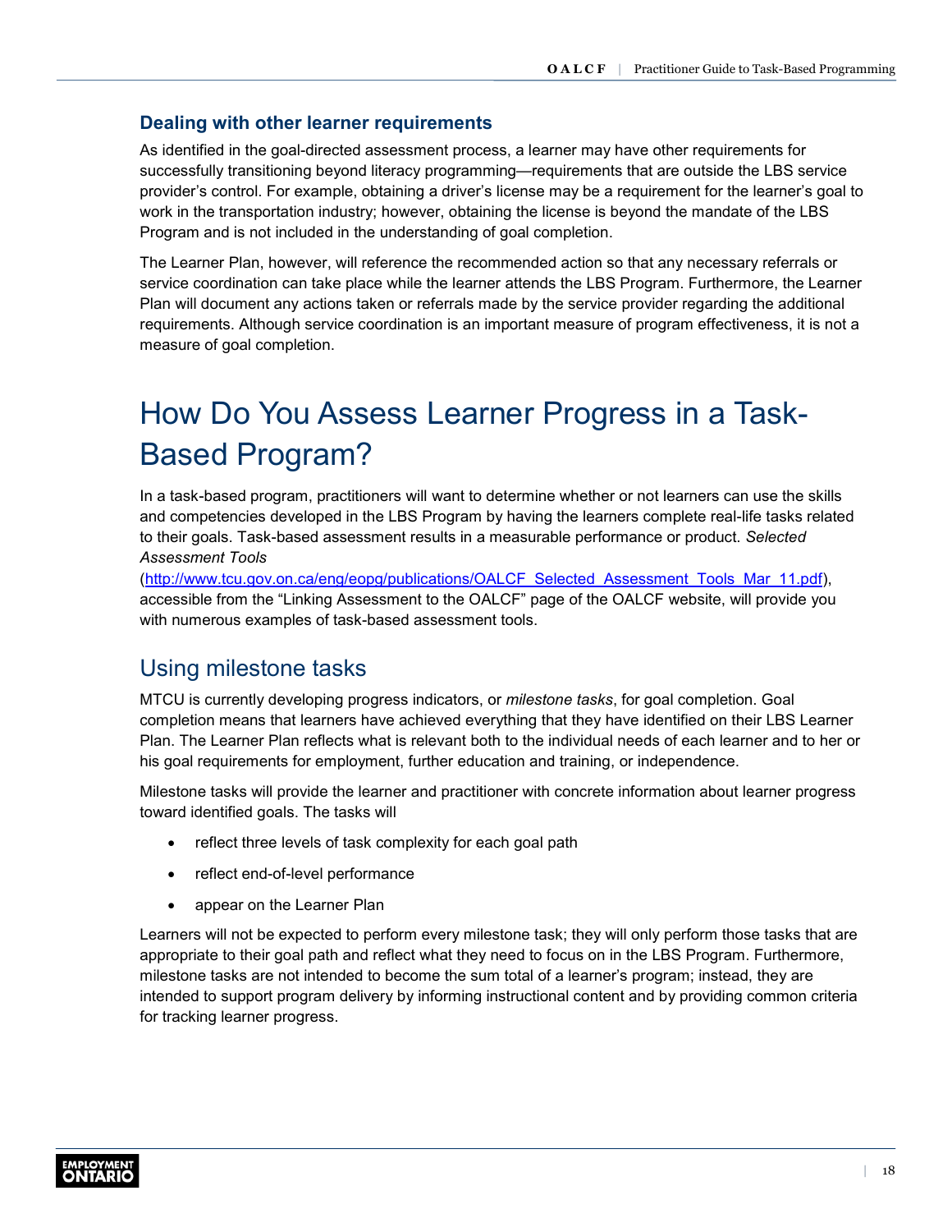### Dealing with other learner requirements

As identified in the goal-directed assessment process, a learner may have other requirements for successfully transitioning beyond literacy programming—requirements that are outside the LBS service provider's control. For example, obtaining a driver's license may be a requirement for the learner's goal to work in the transportation industry; however, obtaining the license is beyond the mandate of the LBS Program and is not included in the understanding of goal completion.

The Learner Plan, however, will reference the recommended action so that any necessary referrals or service coordination can take place while the learner attends the LBS Program. Furthermore, the Learner Plan will document any actions taken or referrals made by the service provider regarding the additional requirements. Although service coordination is an important measure of program effectiveness, it is not a measure of goal completion.

# How Do You Assess Learner Progress in a Task-Based Program?

In a task-based program, practitioners will want to determine whether or not learners can use the skills and competencies developed in the LBS Program by having the learners complete real-life tasks related to their goals. Task-based assessment results in a measurable performance or product. *Selected Assessment Tools* (http://www.tcu.gov.on.ca/eng/eopg/publications/OALCF_Selected_Assessment_Tools_Mar_11.pdf), accessible from the "Linking Assessment to the OALCF" page of the OALCF website, will provide you with numerous examples of task-based assessment tools.

## Using milestone tasks

MTCU is currently developing progress indicators, or *milestone tasks*, for goal completion. Goal completion means that learners have achieved everything that they have identified on their LBS Learner Plan. The Learner Plan reflects what is relevant both to the individual needs of each learner and to her or his goal requirements for employment, further education and training, or independence.

Milestone tasks will provide the learner and practitioner with concrete information about learner progress toward identified goals. The tasks will

- reflect three levels of task complexity for each goal path
- reflect end-of-level performance
- appear on the Learner Plan

Learners will not be expected to perform every milestone task; they will only perform those tasks that are appropriate to their goal path and reflect what they need to focus on in the LBS Program. Furthermore, milestone tasks are not intended to become the sum total of a learner's program; instead, they are intended to support program delivery by informing instructional content and by providing common criteria for tracking learner progress.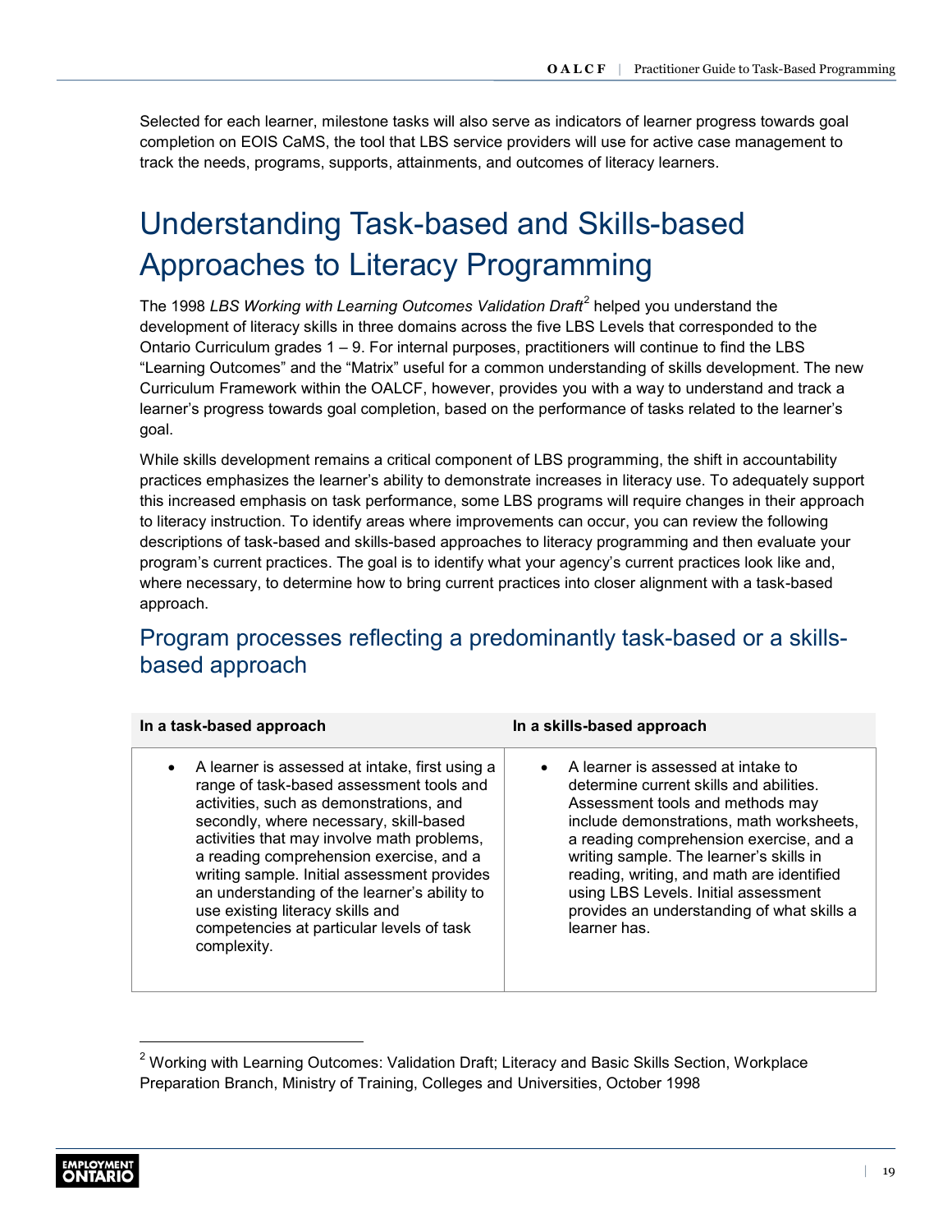Selected for each learner, milestone tasks will also serve as indicators of learner progress towards goal completion on EOIS CaMS, the tool that LBS service providers will use for active case management to track the needs, programs, supports, attainments, and outcomes of literacy learners.

# Understanding Task-based and Skills-based Approaches to Literacy Programming

The 1998 *LBS Working with Learning Outcomes Validation Draft*[2] helped you understand the development of literacy skills in three domains across the five LBS Levels that corresponded to the Ontario Curriculum grades 1 – 9. For internal purposes, practitioners will continue to find the LBS "Learning Outcomes" and the "Matrix" useful for a common understanding of skills development. The new Curriculum Framework within the OALCF, however, provides you with a way to understand and track a learner's progress towards goal completion, based on the performance of tasks related to the learner's goal.

While skills development remains a critical component of LBS programming, the shift in accountability practices emphasizes the learner's ability to demonstrate increases in literacy use. To adequately support this increased emphasis on task performance, some LBS programs will require changes in their approach to literacy instruction. To identify areas where improvements can occur, you can review the following descriptions of task-based and skills-based approaches to literacy programming and then evaluate your program's current practices. The goal is to identify what your agency's current practices look like and, where necessary, to determine how to bring current practices into closer alignment with a task-based approach.

## Program processes reflecting a predominantly task-based or a skills-based approach

| In a task-based approach | In a skills-based approach |
|---|---|
| • A learner is assessed at intake, first using a range of task-based assessment tools and activities, such as demonstrations, and secondly, where necessary, skill-based activities that may involve math problems, a reading comprehension exercise, and a writing sample. Initial assessment provides an understanding of the learner's ability to use existing literacy skills and competencies at particular levels of task complexity. | • A learner is assessed at intake to determine current skills and abilities. Assessment tools and methods may include demonstrations, math worksheets, a reading comprehension exercise, and a writing sample. The learner's skills in reading, writing, and math are identified using LBS Levels. Initial assessment provides an understanding of what skills a learner has. |

[2] Working with Learning Outcomes: Validation Draft; Literacy and Basic Skills Section, Workplace Preparation Branch, Ministry of Training, Colleges and Universities, October 1998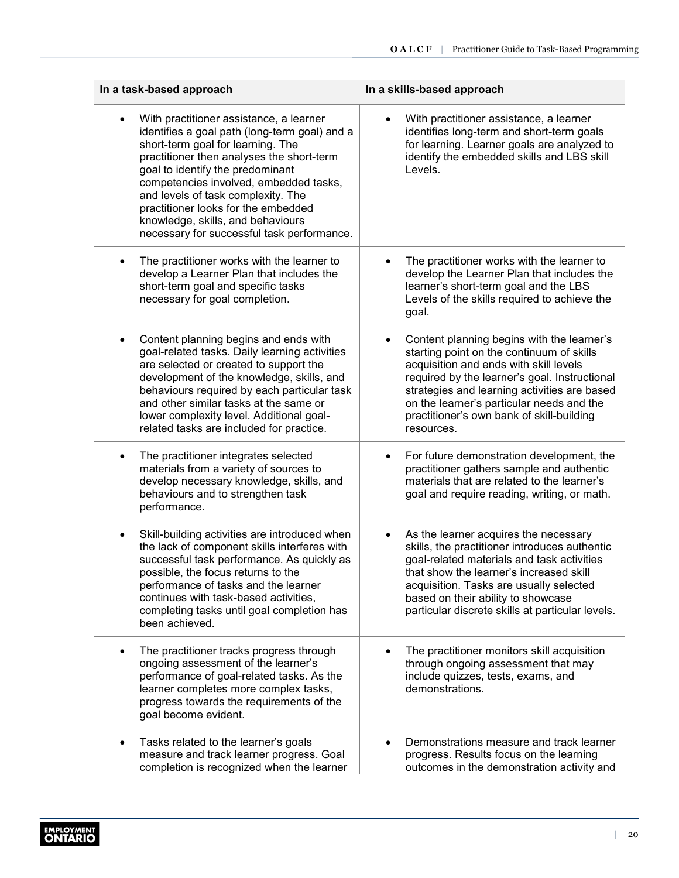| In a task-based approach | In a skills-based approach |
|---|---|
| • With practitioner assistance, a learner identifies a goal path (long-term goal) and a short-term goal for learning. The practitioner then analyses the short-term goal to identify the predominant competencies involved, embedded tasks, and levels of task complexity. The practitioner looks for the embedded knowledge, skills, and behaviours necessary for successful task performance. | • With practitioner assistance, a learner identifies long-term and short-term goals for learning. Learner goals are analyzed to identify the embedded skills and LBS skill Levels. |
| • The practitioner works with the learner to develop a Learner Plan that includes the short-term goal and specific tasks necessary for goal completion. | • The practitioner works with the learner to develop the Learner Plan that includes the learner's short-term goal and the LBS Levels of the skills required to achieve the goal. |
| • Content planning begins and ends with goal-related tasks. Daily learning activities are selected or created to support the development of the knowledge, skills, and behaviours required by each particular task and other similar tasks at the same or lower complexity level. Additional goal-related tasks are included for practice. | • Content planning begins with the learner's starting point on the continuum of skills acquisition and ends with skill levels required by the learner's goal. Instructional strategies and learning activities are based on the learner's particular needs and the practitioner's own bank of skill-building resources. |
| • The practitioner integrates selected materials from a variety of sources to develop necessary knowledge, skills, and behaviours and to strengthen task performance. | • For future demonstration development, the practitioner gathers sample and authentic materials that are related to the learner's goal and require reading, writing, or math. |
| • Skill-building activities are introduced when the lack of component skills interferes with successful task performance. As quickly as possible, the focus returns to the performance of tasks and the learner continues with task-based activities, completing tasks until goal completion has been achieved. | • As the learner acquires the necessary skills, the practitioner introduces authentic goal-related materials and task activities that show the learner's increased skill acquisition. Tasks are usually selected based on their ability to showcase particular discrete skills at particular levels. |
| • The practitioner tracks progress through ongoing assessment of the learner's performance of goal-related tasks. As the learner completes more complex tasks, progress towards the requirements of the goal become evident. | • The practitioner monitors skill acquisition through ongoing assessment that may include quizzes, tests, exams, and demonstrations. |
| • Tasks related to the learner's goals measure and track learner progress. Goal completion is recognized when the learner | • Demonstrations measure and track learner progress. Results focus on the learning outcomes in the demonstration activity and |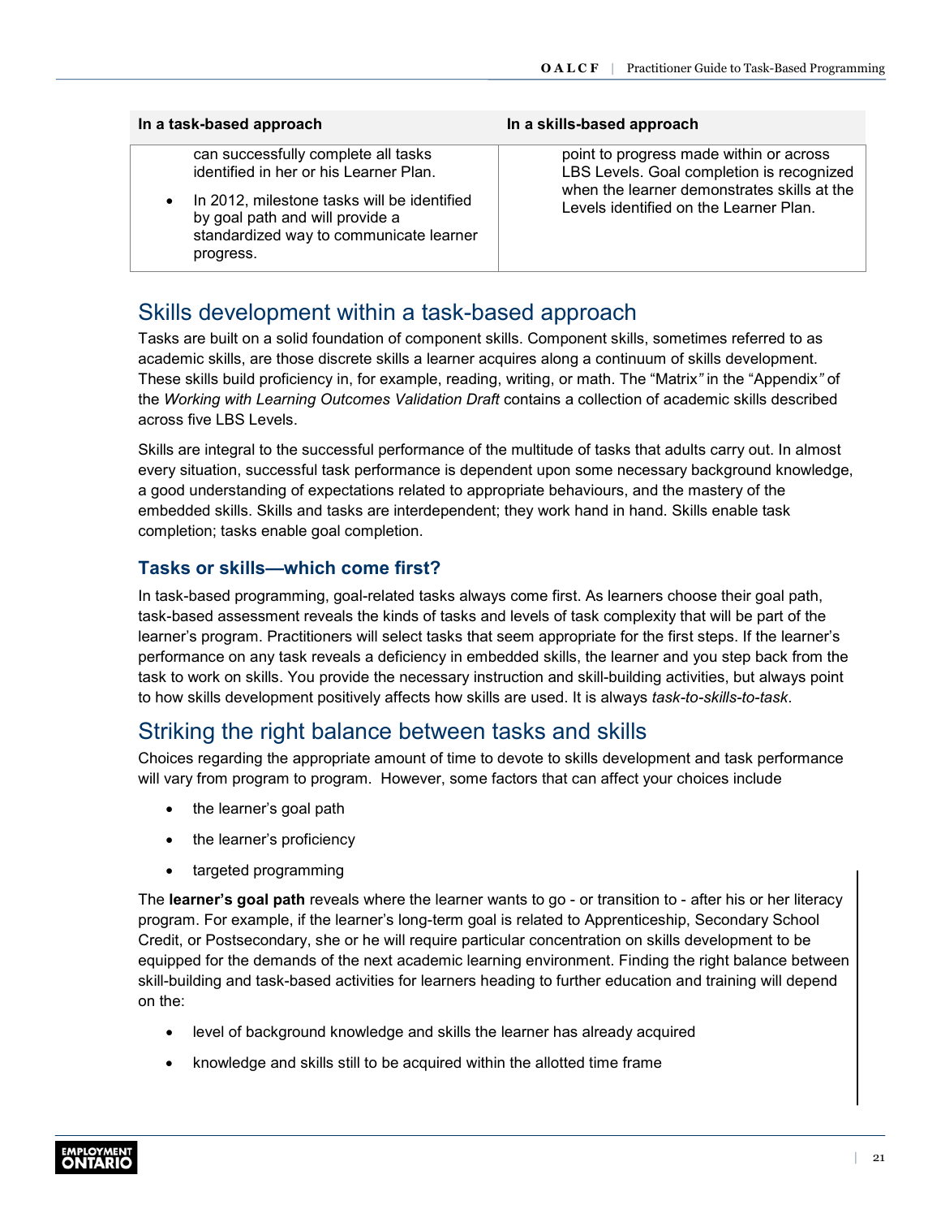| In a task-based approach | In a skills-based approach |
|---|---|
| can successfully complete all tasks identified in her or his Learner Plan.<br>• In 2012, milestone tasks will be identified by goal path and will provide a standardized way to communicate learner progress. | point to progress made within or across LBS Levels. Goal completion is recognized when the learner demonstrates skills at the Levels identified on the Learner Plan. |

## Skills development within a task-based approach

Tasks are built on a solid foundation of component skills. Component skills, sometimes referred to as academic skills, are those discrete skills a learner acquires along a continuum of skills development. These skills build proficiency in, for example, reading, writing, or math. The "Matrix" in the "Appendix" of the *Working with Learning Outcomes Validation Draft* contains a collection of academic skills described across five LBS Levels.

Skills are integral to the successful performance of the multitude of tasks that adults carry out. In almost every situation, successful task performance is dependent upon some necessary background knowledge, a good understanding of expectations related to appropriate behaviours, and the mastery of the embedded skills. Skills and tasks are interdependent; they work hand in hand. Skills enable task completion; tasks enable goal completion.

### Tasks or skills—which come first?

In task-based programming, goal-related tasks always come first. As learners choose their goal path, task-based assessment reveals the kinds of tasks and levels of task complexity that will be part of the learner's program. Practitioners will select tasks that seem appropriate for the first steps. If the learner's performance on any task reveals a deficiency in embedded skills, the learner and you step back from the task to work on skills. You provide the necessary instruction and skill-building activities, but always point to how skills development positively affects how skills are used. It is always *task-to-skills-to-task*.

## Striking the right balance between tasks and skills

Choices regarding the appropriate amount of time to devote to skills development and task performance will vary from program to program. However, some factors that can affect your choices include

- the learner's goal path
- the learner's proficiency
- targeted programming

The **learner's goal path** reveals where the learner wants to go - or transition to - after his or her literacy program. For example, if the learner's long-term goal is related to Apprenticeship, Secondary School Credit, or Postsecondary, she or he will require particular concentration on skills development to be equipped for the demands of the next academic learning environment. Finding the right balance between skill-building and task-based activities for learners heading to further education and training will depend on the:

- level of background knowledge and skills the learner has already acquired
- knowledge and skills still to be acquired within the allotted time frame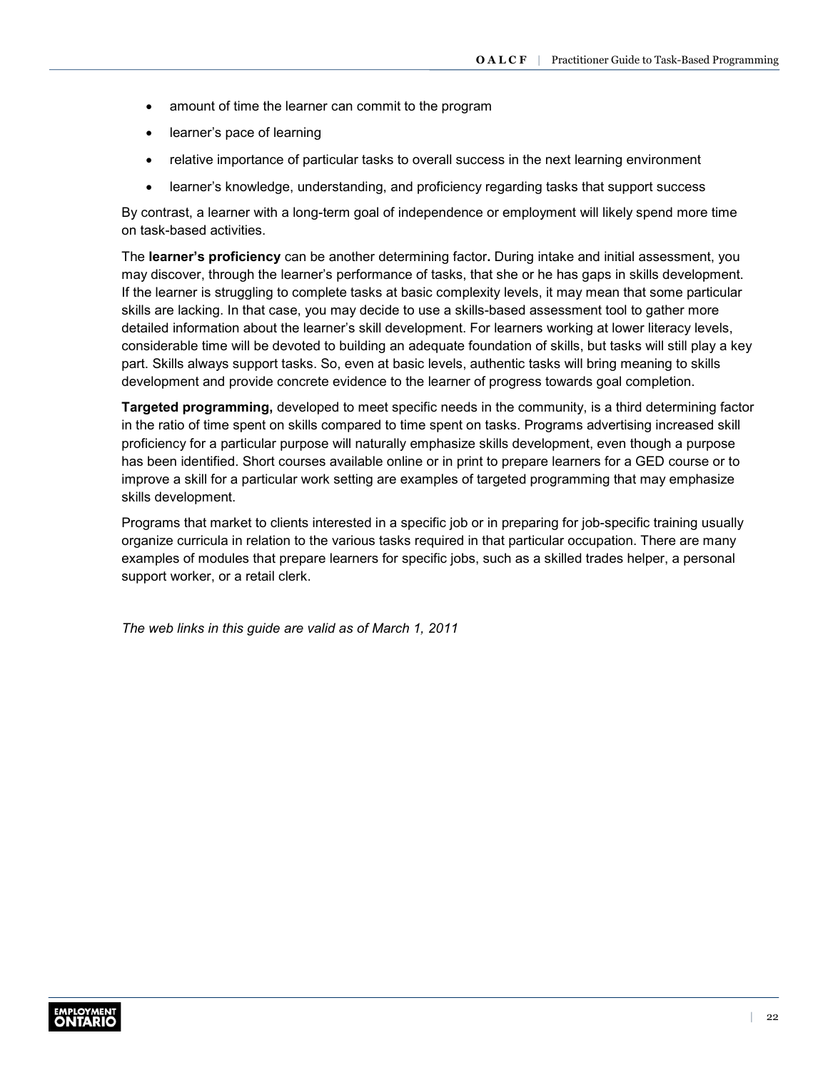- amount of time the learner can commit to the program
- learner's pace of learning
- relative importance of particular tasks to overall success in the next learning environment
- learner's knowledge, understanding, and proficiency regarding tasks that support success

By contrast, a learner with a long-term goal of independence or employment will likely spend more time on task-based activities.

The **learner's proficiency** can be another determining factor**.** During intake and initial assessment, you may discover, through the learner's performance of tasks, that she or he has gaps in skills development. If the learner is struggling to complete tasks at basic complexity levels, it may mean that some particular skills are lacking. In that case, you may decide to use a skills-based assessment tool to gather more detailed information about the learner's skill development. For learners working at lower literacy levels, considerable time will be devoted to building an adequate foundation of skills, but tasks will still play a key part. Skills always support tasks. So, even at basic levels, authentic tasks will bring meaning to skills development and provide concrete evidence to the learner of progress towards goal completion.

**Targeted programming,** developed to meet specific needs in the community, is a third determining factor in the ratio of time spent on skills compared to time spent on tasks. Programs advertising increased skill proficiency for a particular purpose will naturally emphasize skills development, even though a purpose has been identified. Short courses available online or in print to prepare learners for a GED course or to improve a skill for a particular work setting are examples of targeted programming that may emphasize skills development.

Programs that market to clients interested in a specific job or in preparing for job-specific training usually organize curricula in relation to the various tasks required in that particular occupation. There are many examples of modules that prepare learners for specific jobs, such as a skilled trades helper, a personal support worker, or a retail clerk.

*The web links in this guide are valid as of March 1, 2011*